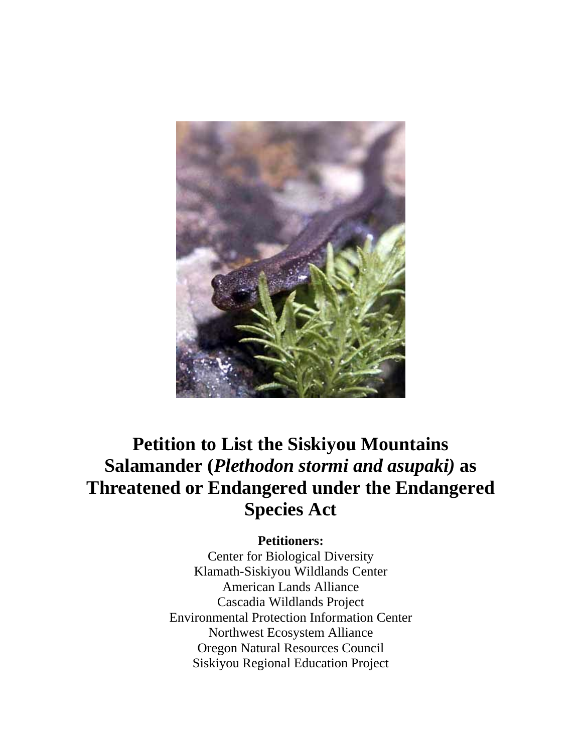# Petition to List the Siskiyou Mountains Salamander (*Plethodon stormi and asupaki)* as Threatened or Endangered under the Endangered Species Act

**Petitioners:**

Center for Biological Diversity
Klamath-Siskiyou Wildlands Center
American Lands Alliance
Cascadia Wildlands Project
Environmental Protection Information Center
Northwest Ecosystem Alliance
Oregon Natural Resources Council
Siskiyou Regional Education Project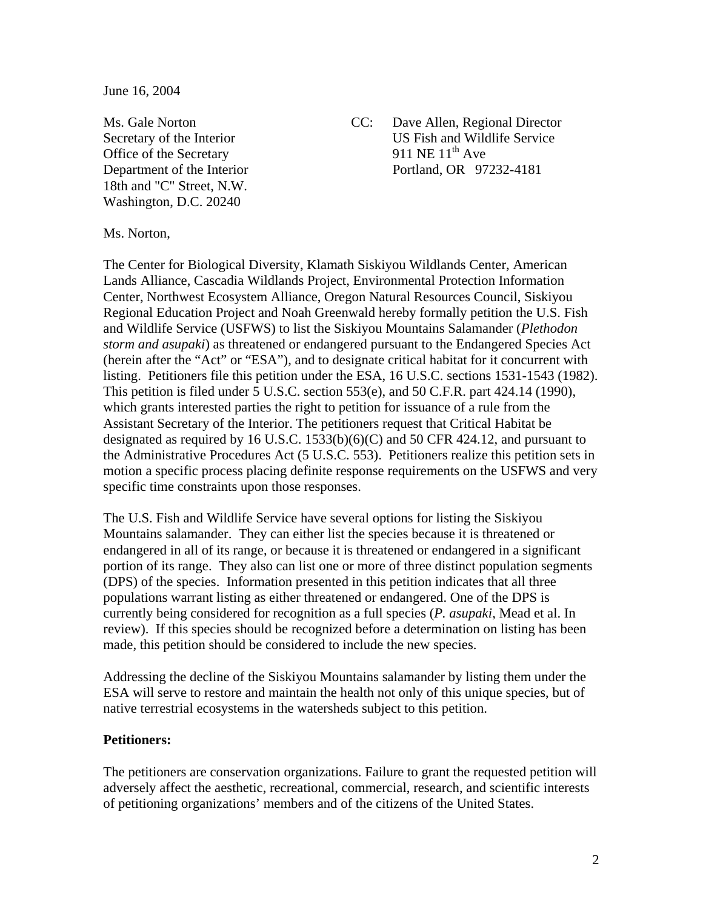June 16, 2004

Ms. Gale Norton
Secretary of the Interior
Office of the Secretary
Department of the Interior
18th and "C" Street, N.W.
Washington, D.C. 20240

CC: Dave Allen, Regional Director
US Fish and Wildlife Service
911 NE 11th Ave
Portland, OR 97232-4181

Ms. Norton,

The Center for Biological Diversity, Klamath Siskiyou Wildlands Center, American Lands Alliance, Cascadia Wildlands Project, Environmental Protection Information Center, Northwest Ecosystem Alliance, Oregon Natural Resources Council, Siskiyou Regional Education Project and Noah Greenwald hereby formally petition the U.S. Fish and Wildlife Service (USFWS) to list the Siskiyou Mountains Salamander (*Plethodon storm and asupaki*) as threatened or endangered pursuant to the Endangered Species Act (herein after the "Act" or "ESA"), and to designate critical habitat for it concurrent with listing. Petitioners file this petition under the ESA, 16 U.S.C. sections 1531-1543 (1982). This petition is filed under 5 U.S.C. section 553(e), and 50 C.F.R. part 424.14 (1990), which grants interested parties the right to petition for issuance of a rule from the Assistant Secretary of the Interior. The petitioners request that Critical Habitat be designated as required by 16 U.S.C. 1533(b)(6)(C) and 50 CFR 424.12, and pursuant to the Administrative Procedures Act (5 U.S.C. 553). Petitioners realize this petition sets in motion a specific process placing definite response requirements on the USFWS and very specific time constraints upon those responses.

The U.S. Fish and Wildlife Service have several options for listing the Siskiyou Mountains salamander. They can either list the species because it is threatened or endangered in all of its range, or because it is threatened or endangered in a significant portion of its range. They also can list one or more of three distinct population segments (DPS) of the species. Information presented in this petition indicates that all three populations warrant listing as either threatened or endangered. One of the DPS is currently being considered for recognition as a full species (*P. asupaki*, Mead et al. In review). If this species should be recognized before a determination on listing has been made, this petition should be considered to include the new species.

Addressing the decline of the Siskiyou Mountains salamander by listing them under the ESA will serve to restore and maintain the health not only of this unique species, but of native terrestrial ecosystems in the watersheds subject to this petition.

**Petitioners:**

The petitioners are conservation organizations. Failure to grant the requested petition will adversely affect the aesthetic, recreational, commercial, research, and scientific interests of petitioning organizations' members and of the citizens of the United States.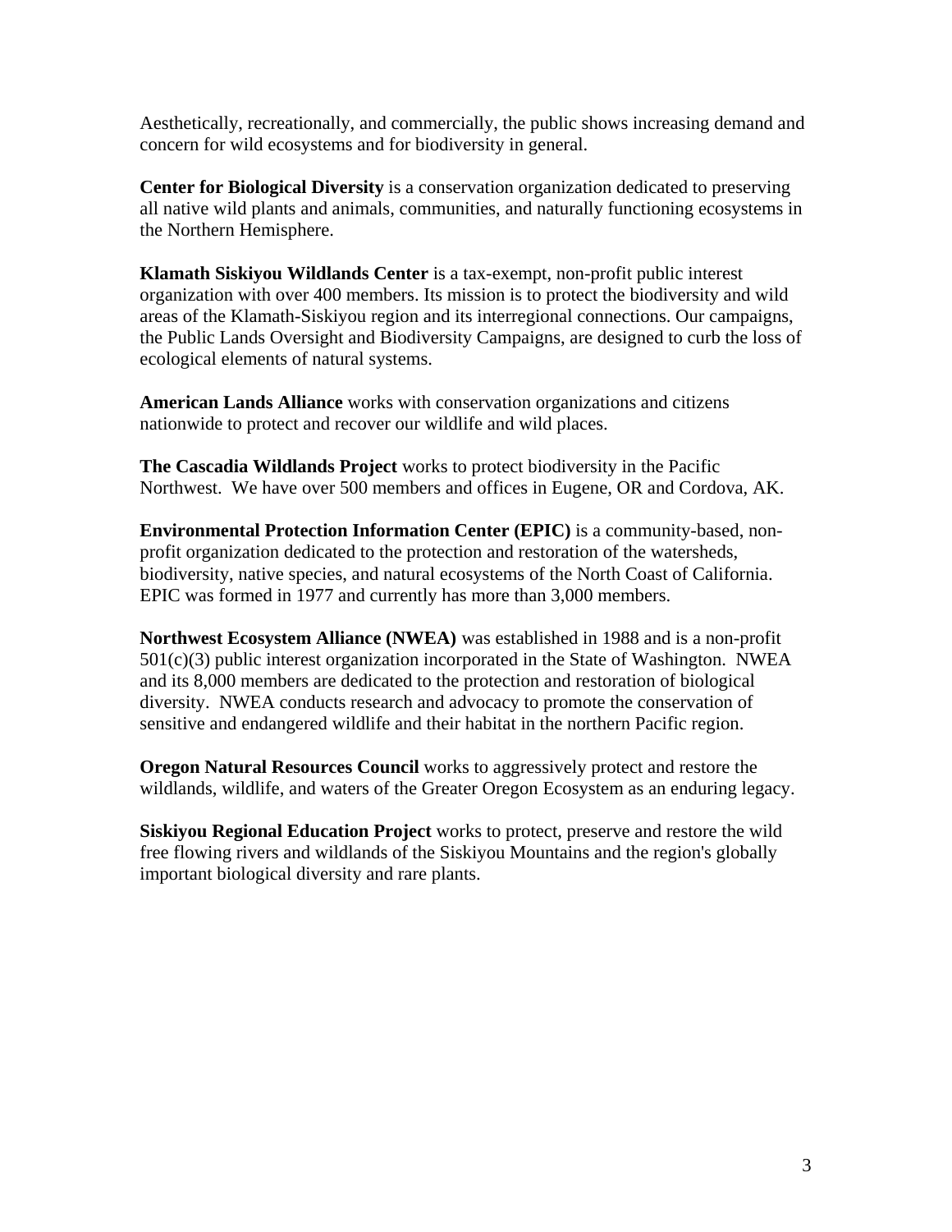Aesthetically, recreationally, and commercially, the public shows increasing demand and concern for wild ecosystems and for biodiversity in general.

**Center for Biological Diversity** is a conservation organization dedicated to preserving all native wild plants and animals, communities, and naturally functioning ecosystems in the Northern Hemisphere.

**Klamath Siskiyou Wildlands Center** is a tax-exempt, non-profit public interest organization with over 400 members. Its mission is to protect the biodiversity and wild areas of the Klamath-Siskiyou region and its interregional connections. Our campaigns, the Public Lands Oversight and Biodiversity Campaigns, are designed to curb the loss of ecological elements of natural systems.

**American Lands Alliance** works with conservation organizations and citizens nationwide to protect and recover our wildlife and wild places.

**The Cascadia Wildlands Project** works to protect biodiversity in the Pacific Northwest. We have over 500 members and offices in Eugene, OR and Cordova, AK.

**Environmental Protection Information Center (EPIC)** is a community-based, non-profit organization dedicated to the protection and restoration of the watersheds, biodiversity, native species, and natural ecosystems of the North Coast of California. EPIC was formed in 1977 and currently has more than 3,000 members.

**Northwest Ecosystem Alliance (NWEA)** was established in 1988 and is a non-profit 501(c)(3) public interest organization incorporated in the State of Washington. NWEA and its 8,000 members are dedicated to the protection and restoration of biological diversity. NWEA conducts research and advocacy to promote the conservation of sensitive and endangered wildlife and their habitat in the northern Pacific region.

**Oregon Natural Resources Council** works to aggressively protect and restore the wildlands, wildlife, and waters of the Greater Oregon Ecosystem as an enduring legacy.

**Siskiyou Regional Education Project** works to protect, preserve and restore the wild free flowing rivers and wildlands of the Siskiyou Mountains and the region's globally important biological diversity and rare plants.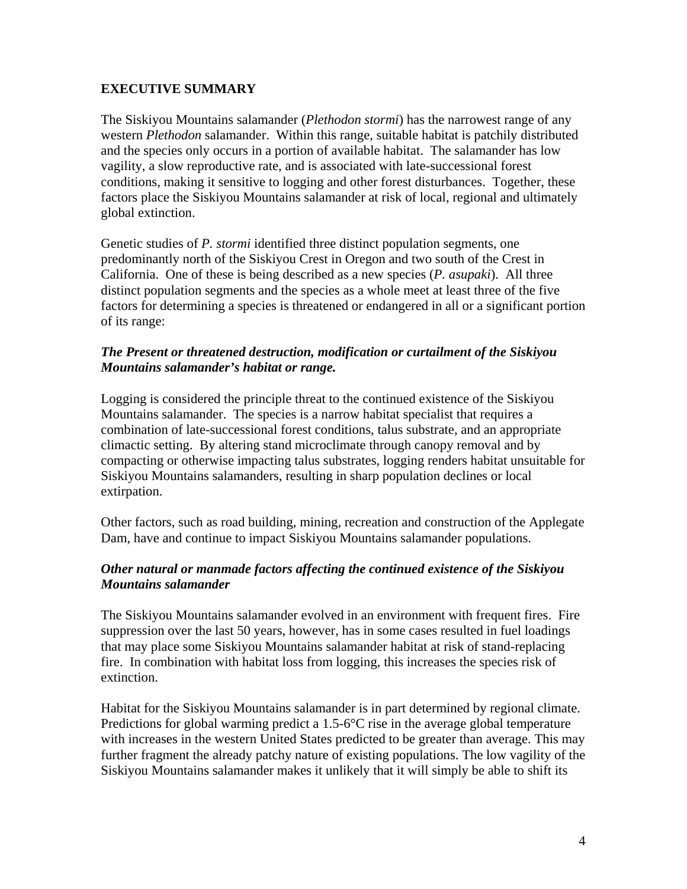## EXECUTIVE SUMMARY

The Siskiyou Mountains salamander (*Plethodon stormi*) has the narrowest range of any western *Plethodon* salamander. Within this range, suitable habitat is patchily distributed and the species only occurs in a portion of available habitat. The salamander has low vagility, a slow reproductive rate, and is associated with late-successional forest conditions, making it sensitive to logging and other forest disturbances. Together, these factors place the Siskiyou Mountains salamander at risk of local, regional and ultimately global extinction.

Genetic studies of *P. stormi* identified three distinct population segments, one predominantly north of the Siskiyou Crest in Oregon and two south of the Crest in California. One of these is being described as a new species (*P. asupaki*). All three distinct population segments and the species as a whole meet at least three of the five factors for determining a species is threatened or endangered in all or a significant portion of its range:

***The Present or threatened destruction, modification or curtailment of the Siskiyou Mountains salamander's habitat or range.***

Logging is considered the principle threat to the continued existence of the Siskiyou Mountains salamander. The species is a narrow habitat specialist that requires a combination of late-successional forest conditions, talus substrate, and an appropriate climactic setting. By altering stand microclimate through canopy removal and by compacting or otherwise impacting talus substrates, logging renders habitat unsuitable for Siskiyou Mountains salamanders, resulting in sharp population declines or local extirpation.

Other factors, such as road building, mining, recreation and construction of the Applegate Dam, have and continue to impact Siskiyou Mountains salamander populations.

***Other natural or manmade factors affecting the continued existence of the Siskiyou Mountains salamander***

The Siskiyou Mountains salamander evolved in an environment with frequent fires. Fire suppression over the last 50 years, however, has in some cases resulted in fuel loadings that may place some Siskiyou Mountains salamander habitat at risk of stand-replacing fire. In combination with habitat loss from logging, this increases the species risk of extinction.

Habitat for the Siskiyou Mountains salamander is in part determined by regional climate. Predictions for global warming predict a 1.5-6°C rise in the average global temperature with increases in the western United States predicted to be greater than average. This may further fragment the already patchy nature of existing populations. The low vagility of the Siskiyou Mountains salamander makes it unlikely that it will simply be able to shift its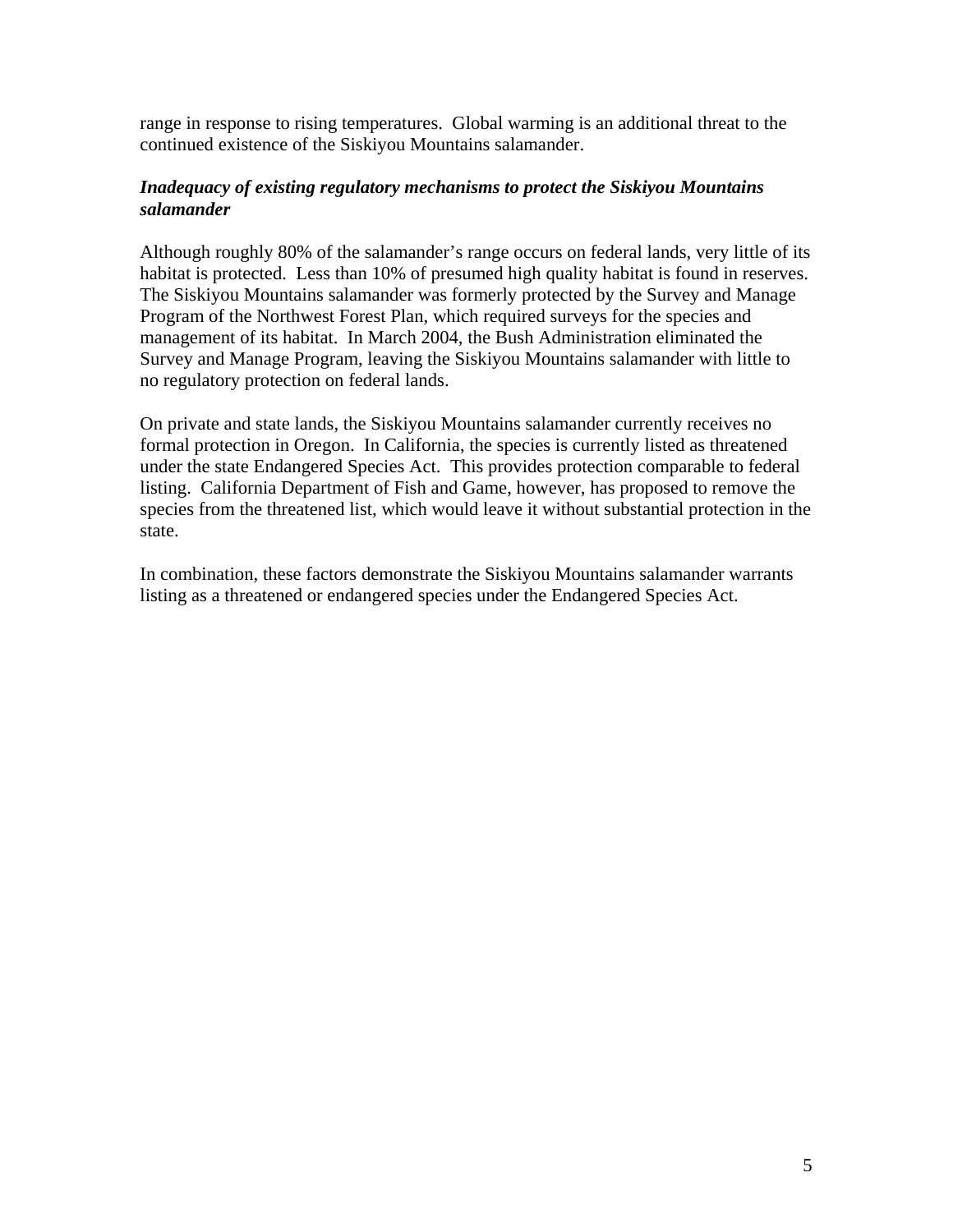range in response to rising temperatures. Global warming is an additional threat to the continued existence of the Siskiyou Mountains salamander.

***Inadequacy of existing regulatory mechanisms to protect the Siskiyou Mountains salamander***

Although roughly 80% of the salamander's range occurs on federal lands, very little of its habitat is protected. Less than 10% of presumed high quality habitat is found in reserves. The Siskiyou Mountains salamander was formerly protected by the Survey and Manage Program of the Northwest Forest Plan, which required surveys for the species and management of its habitat. In March 2004, the Bush Administration eliminated the Survey and Manage Program, leaving the Siskiyou Mountains salamander with little to no regulatory protection on federal lands.

On private and state lands, the Siskiyou Mountains salamander currently receives no formal protection in Oregon. In California, the species is currently listed as threatened under the state Endangered Species Act. This provides protection comparable to federal listing. California Department of Fish and Game, however, has proposed to remove the species from the threatened list, which would leave it without substantial protection in the state.

In combination, these factors demonstrate the Siskiyou Mountains salamander warrants listing as a threatened or endangered species under the Endangered Species Act.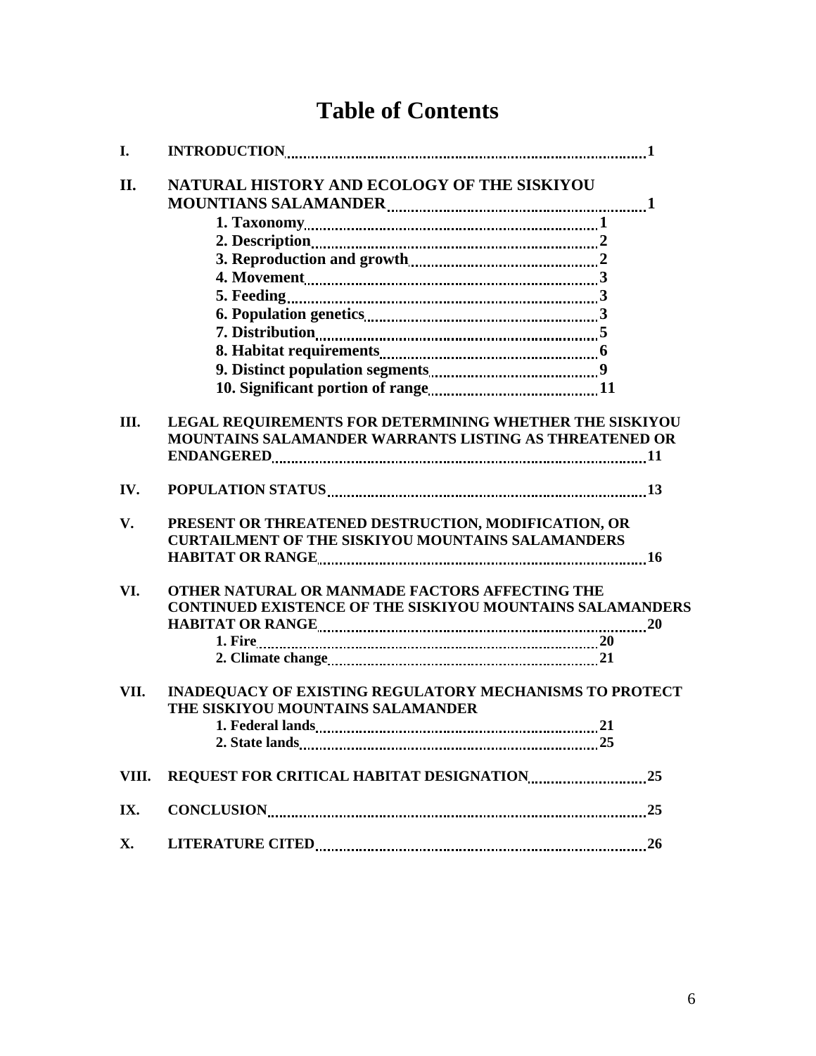# Table of Contents

**I. INTRODUCTION** .......... **1**

**II. NATURAL HISTORY AND ECOLOGY OF THE SISKIYOU MOUNTIANS SALAMANDER** .......... **1**

- **1. Taxonomy** .......... **1**
- **2. Description** .......... **2**
- **3. Reproduction and growth** .......... **2**
- **4. Movement** .......... **3**
- **5. Feeding** .......... **3**
- **6. Population genetics** .......... **3**
- **7. Distribution** .......... **5**
- **8. Habitat requirements** .......... **6**
- **9. Distinct population segments** .......... **9**
- **10. Significant portion of range** .......... **11**

**III. LEGAL REQUIREMENTS FOR DETERMINING WHETHER THE SISKIYOU MOUNTAINS SALAMANDER WARRANTS LISTING AS THREATENED OR ENDANGERED** .......... **11**

**IV. POPULATION STATUS** .......... **13**

**V. PRESENT OR THREATENED DESTRUCTION, MODIFICATION, OR CURTAILMENT OF THE SISKIYOU MOUNTAINS SALAMANDERS HABITAT OR RANGE** .......... **16**

**VI. OTHER NATURAL OR MANMADE FACTORS AFFECTING THE CONTINUED EXISTENCE OF THE SISKIYOU MOUNTAINS SALAMANDERS HABITAT OR RANGE** .......... **20**

- **1. Fire** .......... **20**
- **2. Climate change** .......... **21**

**VII. INADEQUACY OF EXISTING REGULATORY MECHANISMS TO PROTECT THE SISKIYOU MOUNTAINS SALAMANDER**

- **1. Federal lands** .......... **21**
- **2. State lands** .......... **25**

**VIII. REQUEST FOR CRITICAL HABITAT DESIGNATION** .......... **25**

**IX. CONCLUSION** .......... **25**

**X. LITERATURE CITED** .......... **26**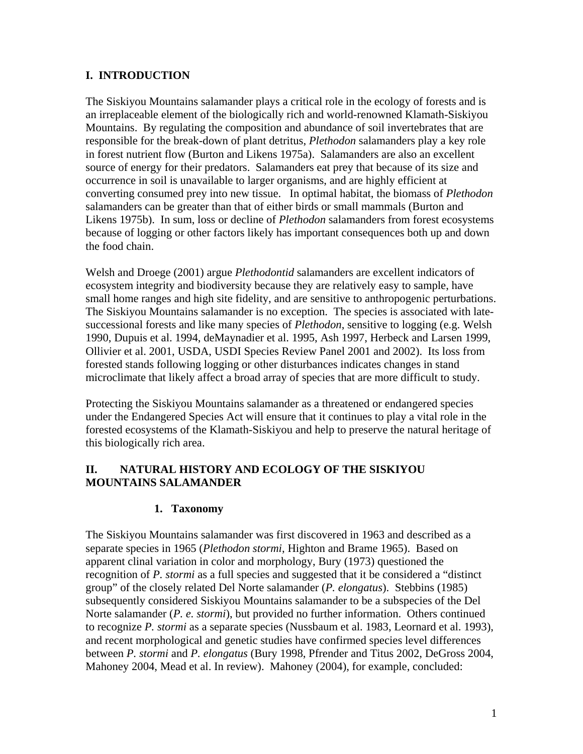## I. INTRODUCTION

The Siskiyou Mountains salamander plays a critical role in the ecology of forests and is an irreplaceable element of the biologically rich and world-renowned Klamath-Siskiyou Mountains. By regulating the composition and abundance of soil invertebrates that are responsible for the break-down of plant detritus, *Plethodon* salamanders play a key role in forest nutrient flow (Burton and Likens 1975a). Salamanders are also an excellent source of energy for their predators. Salamanders eat prey that because of its size and occurrence in soil is unavailable to larger organisms, and are highly efficient at converting consumed prey into new tissue. In optimal habitat, the biomass of *Plethodon* salamanders can be greater than that of either birds or small mammals (Burton and Likens 1975b). In sum, loss or decline of *Plethodon* salamanders from forest ecosystems because of logging or other factors likely has important consequences both up and down the food chain.

Welsh and Droege (2001) argue *Plethodontid* salamanders are excellent indicators of ecosystem integrity and biodiversity because they are relatively easy to sample, have small home ranges and high site fidelity, and are sensitive to anthropogenic perturbations. The Siskiyou Mountains salamander is no exception. The species is associated with late-successional forests and like many species of *Plethodon*, sensitive to logging (e.g. Welsh 1990, Dupuis et al. 1994, deMaynadier et al. 1995, Ash 1997, Herbeck and Larsen 1999, Ollivier et al. 2001, USDA, USDI Species Review Panel 2001 and 2002). Its loss from forested stands following logging or other disturbances indicates changes in stand microclimate that likely affect a broad array of species that are more difficult to study.

Protecting the Siskiyou Mountains salamander as a threatened or endangered species under the Endangered Species Act will ensure that it continues to play a vital role in the forested ecosystems of the Klamath-Siskiyou and help to preserve the natural heritage of this biologically rich area.

## II. NATURAL HISTORY AND ECOLOGY OF THE SISKIYOU MOUNTAINS SALAMANDER

### 1. Taxonomy

The Siskiyou Mountains salamander was first discovered in 1963 and described as a separate species in 1965 (*Plethodon stormi*, Highton and Brame 1965). Based on apparent clinal variation in color and morphology, Bury (1973) questioned the recognition of *P. stormi* as a full species and suggested that it be considered a "distinct group" of the closely related Del Norte salamander (*P. elongatus*). Stebbins (1985) subsequently considered Siskiyou Mountains salamander to be a subspecies of the Del Norte salamander (*P. e. stormi*), but provided no further information. Others continued to recognize *P. stormi* as a separate species (Nussbaum et al. 1983, Leornard et al. 1993), and recent morphological and genetic studies have confirmed species level differences between *P. stormi* and *P. elongatus* (Bury 1998, Pfrender and Titus 2002, DeGross 2004, Mahoney 2004, Mead et al. In review). Mahoney (2004), for example, concluded: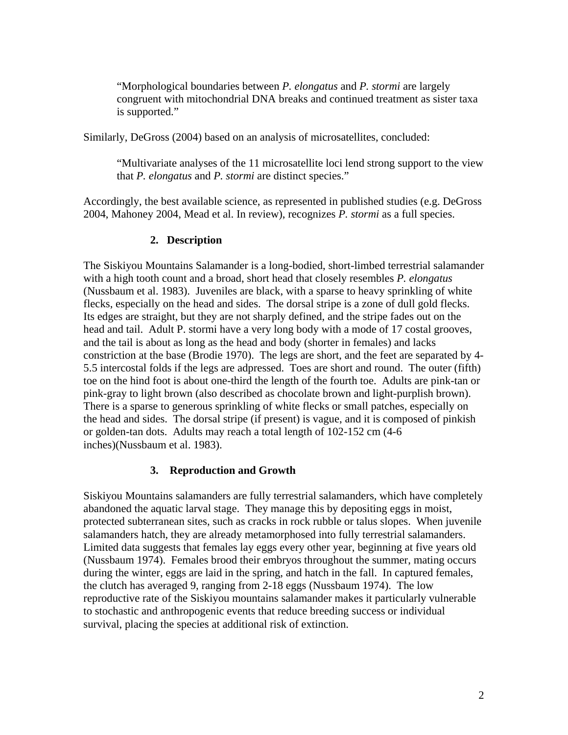> "Morphological boundaries between *P. elongatus* and *P. stormi* are largely congruent with mitochondrial DNA breaks and continued treatment as sister taxa is supported."

Similarly, DeGross (2004) based on an analysis of microsatellites, concluded:

> "Multivariate analyses of the 11 microsatellite loci lend strong support to the view that *P. elongatus* and *P. stormi* are distinct species."

Accordingly, the best available science, as represented in published studies (e.g. DeGross 2004, Mahoney 2004, Mead et al. In review), recognizes *P. stormi* as a full species.

### 2. Description

The Siskiyou Mountains Salamander is a long-bodied, short-limbed terrestrial salamander with a high tooth count and a broad, short head that closely resembles *P. elongatus* (Nussbaum et al. 1983). Juveniles are black, with a sparse to heavy sprinkling of white flecks, especially on the head and sides. The dorsal stripe is a zone of dull gold flecks. Its edges are straight, but they are not sharply defined, and the stripe fades out on the head and tail. Adult P. stormi have a very long body with a mode of 17 costal grooves, and the tail is about as long as the head and body (shorter in females) and lacks constriction at the base (Brodie 1970). The legs are short, and the feet are separated by 4-5.5 intercostal folds if the legs are adpressed. Toes are short and round. The outer (fifth) toe on the hind foot is about one-third the length of the fourth toe. Adults are pink-tan or pink-gray to light brown (also described as chocolate brown and light-purplish brown). There is a sparse to generous sprinkling of white flecks or small patches, especially on the head and sides. The dorsal stripe (if present) is vague, and it is composed of pinkish or golden-tan dots. Adults may reach a total length of 102-152 cm (4-6 inches)(Nussbaum et al. 1983).

### 3. Reproduction and Growth

Siskiyou Mountains salamanders are fully terrestrial salamanders, which have completely abandoned the aquatic larval stage. They manage this by depositing eggs in moist, protected subterranean sites, such as cracks in rock rubble or talus slopes. When juvenile salamanders hatch, they are already metamorphosed into fully terrestrial salamanders. Limited data suggests that females lay eggs every other year, beginning at five years old (Nussbaum 1974). Females brood their embryos throughout the summer, mating occurs during the winter, eggs are laid in the spring, and hatch in the fall. In captured females, the clutch has averaged 9, ranging from 2-18 eggs (Nussbaum 1974). The low reproductive rate of the Siskiyou mountains salamander makes it particularly vulnerable to stochastic and anthropogenic events that reduce breeding success or individual survival, placing the species at additional risk of extinction.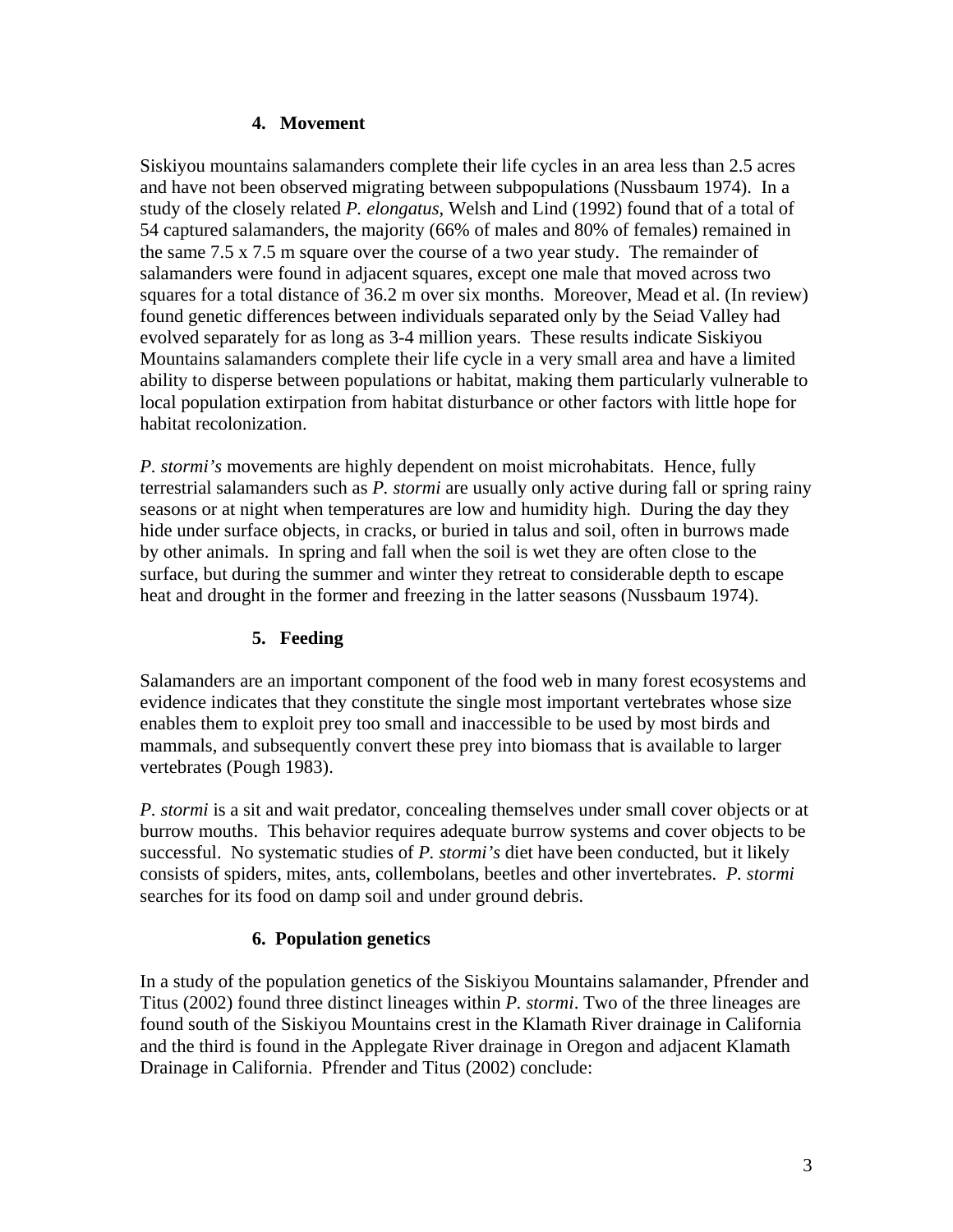### 4. Movement

Siskiyou mountains salamanders complete their life cycles in an area less than 2.5 acres and have not been observed migrating between subpopulations (Nussbaum 1974). In a study of the closely related *P. elongatus*, Welsh and Lind (1992) found that of a total of 54 captured salamanders, the majority (66% of males and 80% of females) remained in the same 7.5 x 7.5 m square over the course of a two year study. The remainder of salamanders were found in adjacent squares, except one male that moved across two squares for a total distance of 36.2 m over six months. Moreover, Mead et al. (In review) found genetic differences between individuals separated only by the Seiad Valley had evolved separately for as long as 3-4 million years. These results indicate Siskiyou Mountains salamanders complete their life cycle in a very small area and have a limited ability to disperse between populations or habitat, making them particularly vulnerable to local population extirpation from habitat disturbance or other factors with little hope for habitat recolonization.

*P. stormi's* movements are highly dependent on moist microhabitats. Hence, fully terrestrial salamanders such as *P. stormi* are usually only active during fall or spring rainy seasons or at night when temperatures are low and humidity high. During the day they hide under surface objects, in cracks, or buried in talus and soil, often in burrows made by other animals. In spring and fall when the soil is wet they are often close to the surface, but during the summer and winter they retreat to considerable depth to escape heat and drought in the former and freezing in the latter seasons (Nussbaum 1974).

### 5. Feeding

Salamanders are an important component of the food web in many forest ecosystems and evidence indicates that they constitute the single most important vertebrates whose size enables them to exploit prey too small and inaccessible to be used by most birds and mammals, and subsequently convert these prey into biomass that is available to larger vertebrates (Pough 1983).

*P. stormi* is a sit and wait predator, concealing themselves under small cover objects or at burrow mouths. This behavior requires adequate burrow systems and cover objects to be successful. No systematic studies of *P. stormi's* diet have been conducted, but it likely consists of spiders, mites, ants, collembolans, beetles and other invertebrates. *P. stormi* searches for its food on damp soil and under ground debris.

### 6. Population genetics

In a study of the population genetics of the Siskiyou Mountains salamander, Pfrender and Titus (2002) found three distinct lineages within *P. stormi*. Two of the three lineages are found south of the Siskiyou Mountains crest in the Klamath River drainage in California and the third is found in the Applegate River drainage in Oregon and adjacent Klamath Drainage in California. Pfrender and Titus (2002) conclude: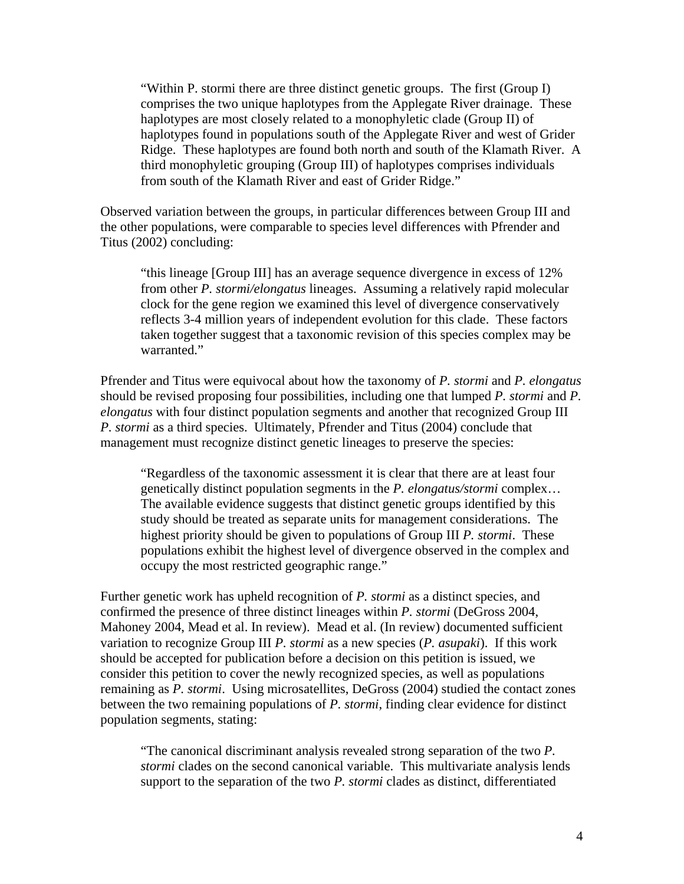> "Within P. stormi there are three distinct genetic groups. The first (Group I) comprises the two unique haplotypes from the Applegate River drainage. These haplotypes are most closely related to a monophyletic clade (Group II) of haplotypes found in populations south of the Applegate River and west of Grider Ridge. These haplotypes are found both north and south of the Klamath River. A third monophyletic grouping (Group III) of haplotypes comprises individuals from south of the Klamath River and east of Grider Ridge."

Observed variation between the groups, in particular differences between Group III and the other populations, were comparable to species level differences with Pfrender and Titus (2002) concluding:

> "this lineage [Group III] has an average sequence divergence in excess of 12% from other *P. stormi/elongatus* lineages. Assuming a relatively rapid molecular clock for the gene region we examined this level of divergence conservatively reflects 3-4 million years of independent evolution for this clade. These factors taken together suggest that a taxonomic revision of this species complex may be warranted."

Pfrender and Titus were equivocal about how the taxonomy of *P. stormi* and *P. elongatus* should be revised proposing four possibilities, including one that lumped *P. stormi* and *P. elongatus* with four distinct population segments and another that recognized Group III *P. stormi* as a third species. Ultimately, Pfrender and Titus (2004) conclude that management must recognize distinct genetic lineages to preserve the species:

> "Regardless of the taxonomic assessment it is clear that there are at least four genetically distinct population segments in the *P. elongatus/stormi* complex… The available evidence suggests that distinct genetic groups identified by this study should be treated as separate units for management considerations. The highest priority should be given to populations of Group III *P. stormi*. These populations exhibit the highest level of divergence observed in the complex and occupy the most restricted geographic range."

Further genetic work has upheld recognition of *P. stormi* as a distinct species, and confirmed the presence of three distinct lineages within *P. stormi* (DeGross 2004, Mahoney 2004, Mead et al. In review). Mead et al. (In review) documented sufficient variation to recognize Group III *P. stormi* as a new species (*P. asupaki*). If this work should be accepted for publication before a decision on this petition is issued, we consider this petition to cover the newly recognized species, as well as populations remaining as *P. stormi*. Using microsatellites, DeGross (2004) studied the contact zones between the two remaining populations of *P. stormi*, finding clear evidence for distinct population segments, stating:

> "The canonical discriminant analysis revealed strong separation of the two *P. stormi* clades on the second canonical variable. This multivariate analysis lends support to the separation of the two *P. stormi* clades as distinct, differentiated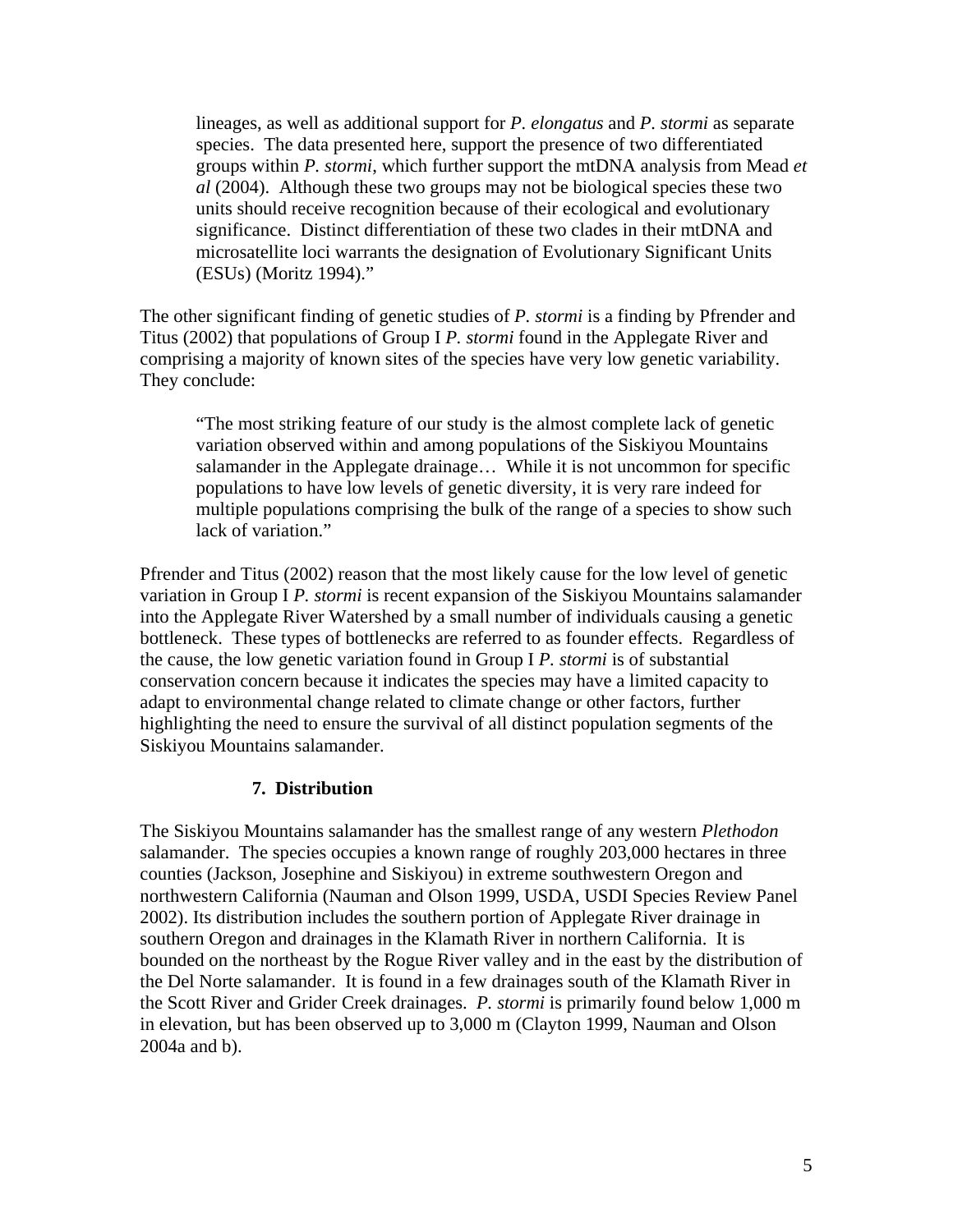> lineages, as well as additional support for *P. elongatus* and *P. stormi* as separate species. The data presented here, support the presence of two differentiated groups within *P. stormi*, which further support the mtDNA analysis from Mead *et al* (2004). Although these two groups may not be biological species these two units should receive recognition because of their ecological and evolutionary significance. Distinct differentiation of these two clades in their mtDNA and microsatellite loci warrants the designation of Evolutionary Significant Units (ESUs) (Moritz 1994)."

The other significant finding of genetic studies of *P. stormi* is a finding by Pfrender and Titus (2002) that populations of Group I *P. stormi* found in the Applegate River and comprising a majority of known sites of the species have very low genetic variability. They conclude:

> "The most striking feature of our study is the almost complete lack of genetic variation observed within and among populations of the Siskiyou Mountains salamander in the Applegate drainage… While it is not uncommon for specific populations to have low levels of genetic diversity, it is very rare indeed for multiple populations comprising the bulk of the range of a species to show such lack of variation."

Pfrender and Titus (2002) reason that the most likely cause for the low level of genetic variation in Group I *P. stormi* is recent expansion of the Siskiyou Mountains salamander into the Applegate River Watershed by a small number of individuals causing a genetic bottleneck. These types of bottlenecks are referred to as founder effects. Regardless of the cause, the low genetic variation found in Group I *P. stormi* is of substantial conservation concern because it indicates the species may have a limited capacity to adapt to environmental change related to climate change or other factors, further highlighting the need to ensure the survival of all distinct population segments of the Siskiyou Mountains salamander.

### 7. Distribution

The Siskiyou Mountains salamander has the smallest range of any western *Plethodon* salamander. The species occupies a known range of roughly 203,000 hectares in three counties (Jackson, Josephine and Siskiyou) in extreme southwestern Oregon and northwestern California (Nauman and Olson 1999, USDA, USDI Species Review Panel 2002). Its distribution includes the southern portion of Applegate River drainage in southern Oregon and drainages in the Klamath River in northern California. It is bounded on the northeast by the Rogue River valley and in the east by the distribution of the Del Norte salamander. It is found in a few drainages south of the Klamath River in the Scott River and Grider Creek drainages. *P. stormi* is primarily found below 1,000 m in elevation, but has been observed up to 3,000 m (Clayton 1999, Nauman and Olson 2004a and b).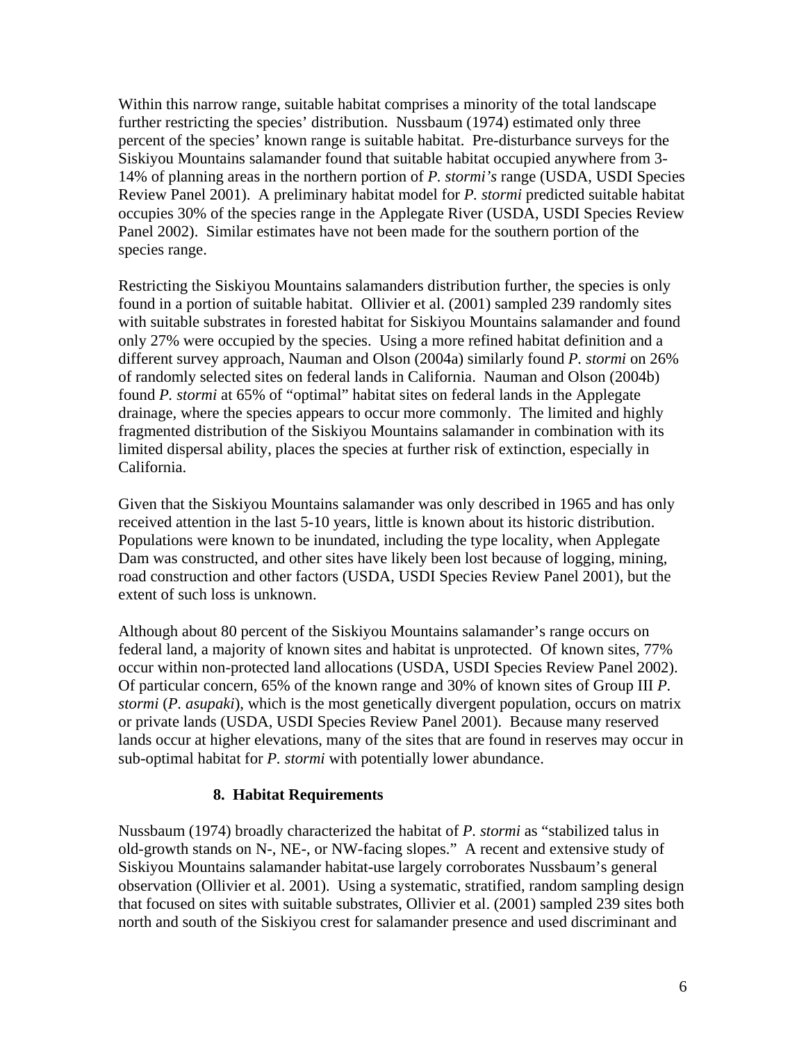Within this narrow range, suitable habitat comprises a minority of the total landscape further restricting the species' distribution. Nussbaum (1974) estimated only three percent of the species' known range is suitable habitat. Pre-disturbance surveys for the Siskiyou Mountains salamander found that suitable habitat occupied anywhere from 3-14% of planning areas in the northern portion of *P. stormi's* range (USDA, USDI Species Review Panel 2001). A preliminary habitat model for *P. stormi* predicted suitable habitat occupies 30% of the species range in the Applegate River (USDA, USDI Species Review Panel 2002). Similar estimates have not been made for the southern portion of the species range.

Restricting the Siskiyou Mountains salamanders distribution further, the species is only found in a portion of suitable habitat. Ollivier et al. (2001) sampled 239 randomly sites with suitable substrates in forested habitat for Siskiyou Mountains salamander and found only 27% were occupied by the species. Using a more refined habitat definition and a different survey approach, Nauman and Olson (2004a) similarly found *P. stormi* on 26% of randomly selected sites on federal lands in California. Nauman and Olson (2004b) found *P. stormi* at 65% of "optimal" habitat sites on federal lands in the Applegate drainage, where the species appears to occur more commonly. The limited and highly fragmented distribution of the Siskiyou Mountains salamander in combination with its limited dispersal ability, places the species at further risk of extinction, especially in California.

Given that the Siskiyou Mountains salamander was only described in 1965 and has only received attention in the last 5-10 years, little is known about its historic distribution. Populations were known to be inundated, including the type locality, when Applegate Dam was constructed, and other sites have likely been lost because of logging, mining, road construction and other factors (USDA, USDI Species Review Panel 2001), but the extent of such loss is unknown.

Although about 80 percent of the Siskiyou Mountains salamander's range occurs on federal land, a majority of known sites and habitat is unprotected. Of known sites, 77% occur within non-protected land allocations (USDA, USDI Species Review Panel 2002). Of particular concern, 65% of the known range and 30% of known sites of Group III *P. stormi* (*P. asupaki*), which is the most genetically divergent population, occurs on matrix or private lands (USDA, USDI Species Review Panel 2001). Because many reserved lands occur at higher elevations, many of the sites that are found in reserves may occur in sub-optimal habitat for *P. stormi* with potentially lower abundance.

### 8. Habitat Requirements

Nussbaum (1974) broadly characterized the habitat of *P. stormi* as "stabilized talus in old-growth stands on N-, NE-, or NW-facing slopes." A recent and extensive study of Siskiyou Mountains salamander habitat-use largely corroborates Nussbaum's general observation (Ollivier et al. 2001). Using a systematic, stratified, random sampling design that focused on sites with suitable substrates, Ollivier et al. (2001) sampled 239 sites both north and south of the Siskiyou crest for salamander presence and used discriminant and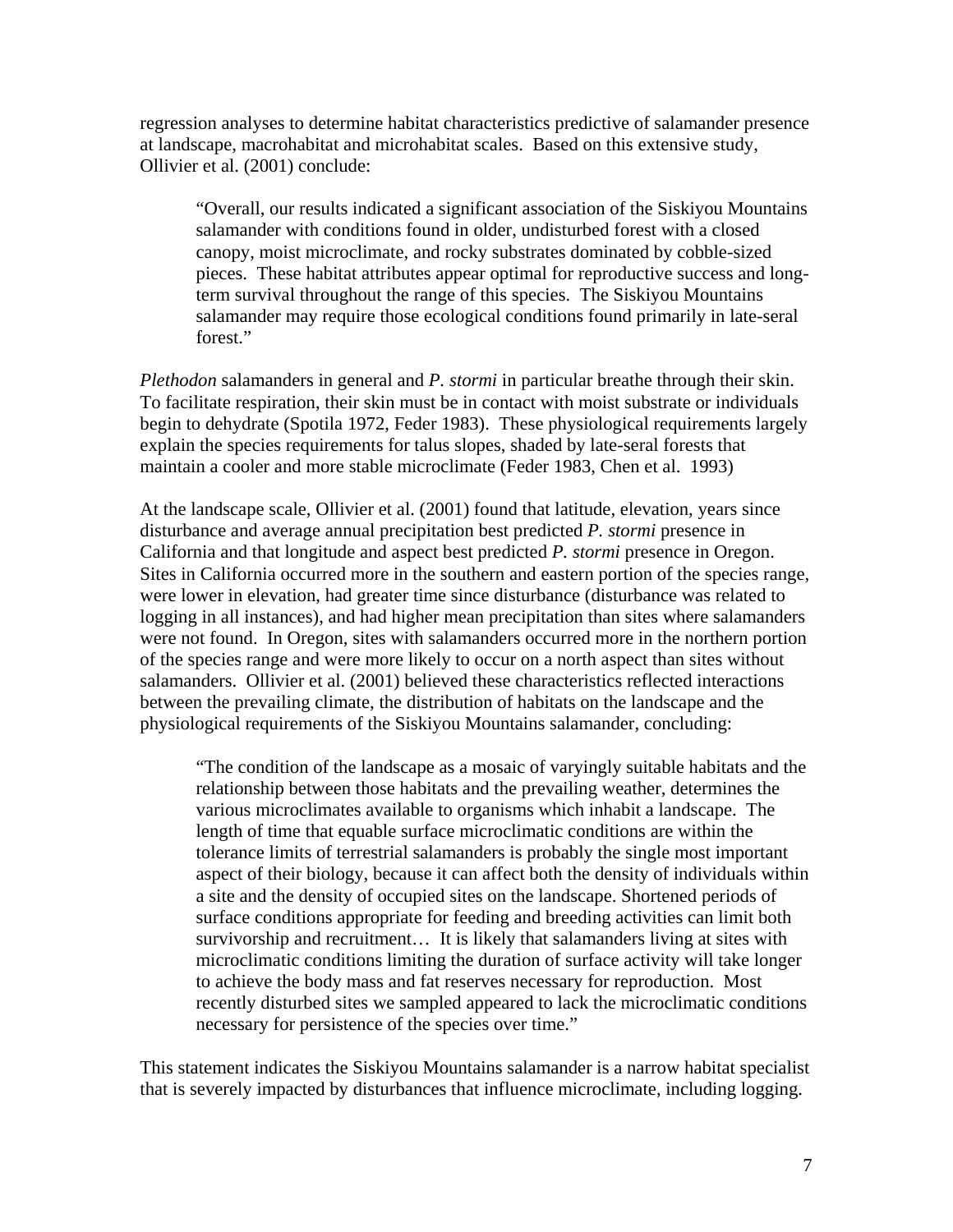regression analyses to determine habitat characteristics predictive of salamander presence at landscape, macrohabitat and microhabitat scales. Based on this extensive study, Ollivier et al. (2001) conclude:

> "Overall, our results indicated a significant association of the Siskiyou Mountains salamander with conditions found in older, undisturbed forest with a closed canopy, moist microclimate, and rocky substrates dominated by cobble-sized pieces. These habitat attributes appear optimal for reproductive success and long-term survival throughout the range of this species. The Siskiyou Mountains salamander may require those ecological conditions found primarily in late-seral forest."

*Plethodon* salamanders in general and *P. stormi* in particular breathe through their skin. To facilitate respiration, their skin must be in contact with moist substrate or individuals begin to dehydrate (Spotila 1972, Feder 1983). These physiological requirements largely explain the species requirements for talus slopes, shaded by late-seral forests that maintain a cooler and more stable microclimate (Feder 1983, Chen et al. 1993)

At the landscape scale, Ollivier et al. (2001) found that latitude, elevation, years since disturbance and average annual precipitation best predicted *P. stormi* presence in California and that longitude and aspect best predicted *P. stormi* presence in Oregon. Sites in California occurred more in the southern and eastern portion of the species range, were lower in elevation, had greater time since disturbance (disturbance was related to logging in all instances), and had higher mean precipitation than sites where salamanders were not found. In Oregon, sites with salamanders occurred more in the northern portion of the species range and were more likely to occur on a north aspect than sites without salamanders. Ollivier et al. (2001) believed these characteristics reflected interactions between the prevailing climate, the distribution of habitats on the landscape and the physiological requirements of the Siskiyou Mountains salamander, concluding:

> "The condition of the landscape as a mosaic of varyingly suitable habitats and the relationship between those habitats and the prevailing weather, determines the various microclimates available to organisms which inhabit a landscape. The length of time that equable surface microclimatic conditions are within the tolerance limits of terrestrial salamanders is probably the single most important aspect of their biology, because it can affect both the density of individuals within a site and the density of occupied sites on the landscape. Shortened periods of surface conditions appropriate for feeding and breeding activities can limit both survivorship and recruitment… It is likely that salamanders living at sites with microclimatic conditions limiting the duration of surface activity will take longer to achieve the body mass and fat reserves necessary for reproduction. Most recently disturbed sites we sampled appeared to lack the microclimatic conditions necessary for persistence of the species over time."

This statement indicates the Siskiyou Mountains salamander is a narrow habitat specialist that is severely impacted by disturbances that influence microclimate, including logging.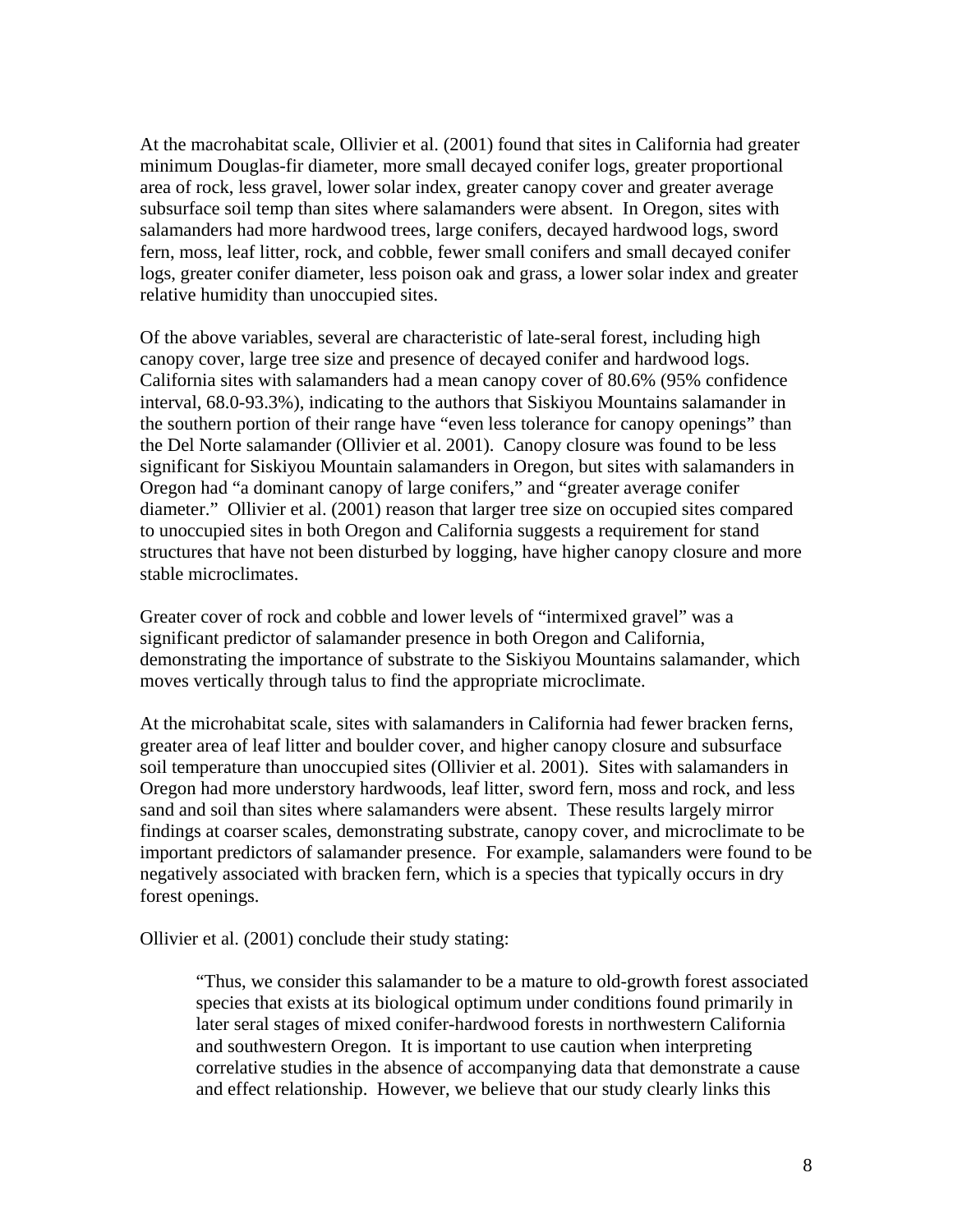At the macrohabitat scale, Ollivier et al. (2001) found that sites in California had greater minimum Douglas-fir diameter, more small decayed conifer logs, greater proportional area of rock, less gravel, lower solar index, greater canopy cover and greater average subsurface soil temp than sites where salamanders were absent. In Oregon, sites with salamanders had more hardwood trees, large conifers, decayed hardwood logs, sword fern, moss, leaf litter, rock, and cobble, fewer small conifers and small decayed conifer logs, greater conifer diameter, less poison oak and grass, a lower solar index and greater relative humidity than unoccupied sites.

Of the above variables, several are characteristic of late-seral forest, including high canopy cover, large tree size and presence of decayed conifer and hardwood logs. California sites with salamanders had a mean canopy cover of 80.6% (95% confidence interval, 68.0-93.3%), indicating to the authors that Siskiyou Mountains salamander in the southern portion of their range have "even less tolerance for canopy openings" than the Del Norte salamander (Ollivier et al. 2001). Canopy closure was found to be less significant for Siskiyou Mountain salamanders in Oregon, but sites with salamanders in Oregon had "a dominant canopy of large conifers," and "greater average conifer diameter." Ollivier et al. (2001) reason that larger tree size on occupied sites compared to unoccupied sites in both Oregon and California suggests a requirement for stand structures that have not been disturbed by logging, have higher canopy closure and more stable microclimates.

Greater cover of rock and cobble and lower levels of "intermixed gravel" was a significant predictor of salamander presence in both Oregon and California, demonstrating the importance of substrate to the Siskiyou Mountains salamander, which moves vertically through talus to find the appropriate microclimate.

At the microhabitat scale, sites with salamanders in California had fewer bracken ferns, greater area of leaf litter and boulder cover, and higher canopy closure and subsurface soil temperature than unoccupied sites (Ollivier et al. 2001). Sites with salamanders in Oregon had more understory hardwoods, leaf litter, sword fern, moss and rock, and less sand and soil than sites where salamanders were absent. These results largely mirror findings at coarser scales, demonstrating substrate, canopy cover, and microclimate to be important predictors of salamander presence. For example, salamanders were found to be negatively associated with bracken fern, which is a species that typically occurs in dry forest openings.

Ollivier et al. (2001) conclude their study stating:

> "Thus, we consider this salamander to be a mature to old-growth forest associated species that exists at its biological optimum under conditions found primarily in later seral stages of mixed conifer-hardwood forests in northwestern California and southwestern Oregon. It is important to use caution when interpreting correlative studies in the absence of accompanying data that demonstrate a cause and effect relationship. However, we believe that our study clearly links this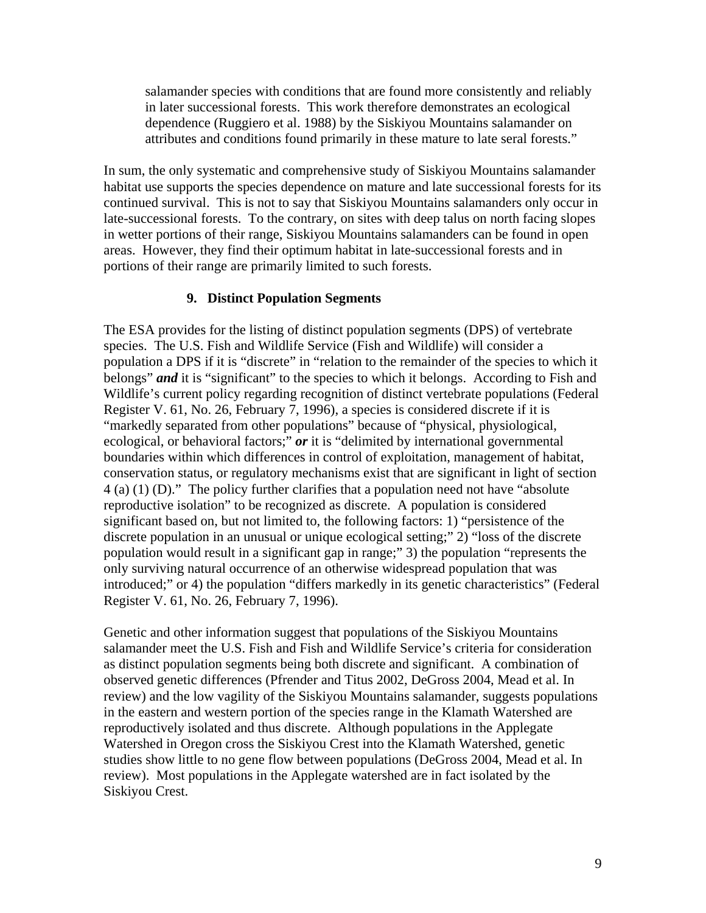> salamander species with conditions that are found more consistently and reliably in later successional forests. This work therefore demonstrates an ecological dependence (Ruggiero et al. 1988) by the Siskiyou Mountains salamander on attributes and conditions found primarily in these mature to late seral forests."

In sum, the only systematic and comprehensive study of Siskiyou Mountains salamander habitat use supports the species dependence on mature and late successional forests for its continued survival. This is not to say that Siskiyou Mountains salamanders only occur in late-successional forests. To the contrary, on sites with deep talus on north facing slopes in wetter portions of their range, Siskiyou Mountains salamanders can be found in open areas. However, they find their optimum habitat in late-successional forests and in portions of their range are primarily limited to such forests.

### 9. Distinct Population Segments

The ESA provides for the listing of distinct population segments (DPS) of vertebrate species. The U.S. Fish and Wildlife Service (Fish and Wildlife) will consider a population a DPS if it is "discrete" in "relation to the remainder of the species to which it belongs" ***and*** it is "significant" to the species to which it belongs. According to Fish and Wildlife's current policy regarding recognition of distinct vertebrate populations (Federal Register V. 61, No. 26, February 7, 1996), a species is considered discrete if it is "markedly separated from other populations" because of "physical, physiological, ecological, or behavioral factors;" ***or*** it is "delimited by international governmental boundaries within which differences in control of exploitation, management of habitat, conservation status, or regulatory mechanisms exist that are significant in light of section 4 (a) (1) (D)." The policy further clarifies that a population need not have "absolute reproductive isolation" to be recognized as discrete. A population is considered significant based on, but not limited to, the following factors: 1) "persistence of the discrete population in an unusual or unique ecological setting;" 2) "loss of the discrete population would result in a significant gap in range;" 3) the population "represents the only surviving natural occurrence of an otherwise widespread population that was introduced;" or 4) the population "differs markedly in its genetic characteristics" (Federal Register V. 61, No. 26, February 7, 1996).

Genetic and other information suggest that populations of the Siskiyou Mountains salamander meet the U.S. Fish and Fish and Wildlife Service's criteria for consideration as distinct population segments being both discrete and significant. A combination of observed genetic differences (Pfrender and Titus 2002, DeGross 2004, Mead et al. In review) and the low vagility of the Siskiyou Mountains salamander, suggests populations in the eastern and western portion of the species range in the Klamath Watershed are reproductively isolated and thus discrete. Although populations in the Applegate Watershed in Oregon cross the Siskiyou Crest into the Klamath Watershed, genetic studies show little to no gene flow between populations (DeGross 2004, Mead et al. In review). Most populations in the Applegate watershed are in fact isolated by the Siskiyou Crest.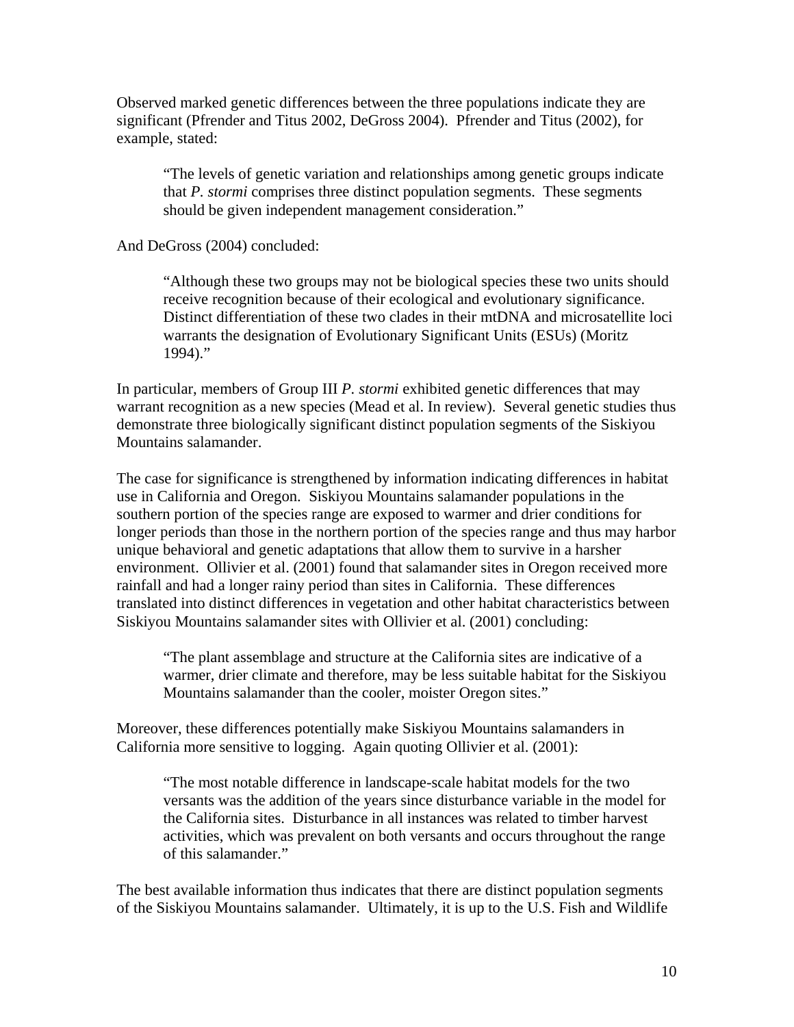Observed marked genetic differences between the three populations indicate they are significant (Pfrender and Titus 2002, DeGross 2004). Pfrender and Titus (2002), for example, stated:

> "The levels of genetic variation and relationships among genetic groups indicate that *P. stormi* comprises three distinct population segments. These segments should be given independent management consideration."

And DeGross (2004) concluded:

> "Although these two groups may not be biological species these two units should receive recognition because of their ecological and evolutionary significance. Distinct differentiation of these two clades in their mtDNA and microsatellite loci warrants the designation of Evolutionary Significant Units (ESUs) (Moritz 1994)."

In particular, members of Group III *P. stormi* exhibited genetic differences that may warrant recognition as a new species (Mead et al. In review). Several genetic studies thus demonstrate three biologically significant distinct population segments of the Siskiyou Mountains salamander.

The case for significance is strengthened by information indicating differences in habitat use in California and Oregon. Siskiyou Mountains salamander populations in the southern portion of the species range are exposed to warmer and drier conditions for longer periods than those in the northern portion of the species range and thus may harbor unique behavioral and genetic adaptations that allow them to survive in a harsher environment. Ollivier et al. (2001) found that salamander sites in Oregon received more rainfall and had a longer rainy period than sites in California. These differences translated into distinct differences in vegetation and other habitat characteristics between Siskiyou Mountains salamander sites with Ollivier et al. (2001) concluding:

> "The plant assemblage and structure at the California sites are indicative of a warmer, drier climate and therefore, may be less suitable habitat for the Siskiyou Mountains salamander than the cooler, moister Oregon sites."

Moreover, these differences potentially make Siskiyou Mountains salamanders in California more sensitive to logging. Again quoting Ollivier et al. (2001):

> "The most notable difference in landscape-scale habitat models for the two versants was the addition of the years since disturbance variable in the model for the California sites. Disturbance in all instances was related to timber harvest activities, which was prevalent on both versants and occurs throughout the range of this salamander."

The best available information thus indicates that there are distinct population segments of the Siskiyou Mountains salamander. Ultimately, it is up to the U.S. Fish and Wildlife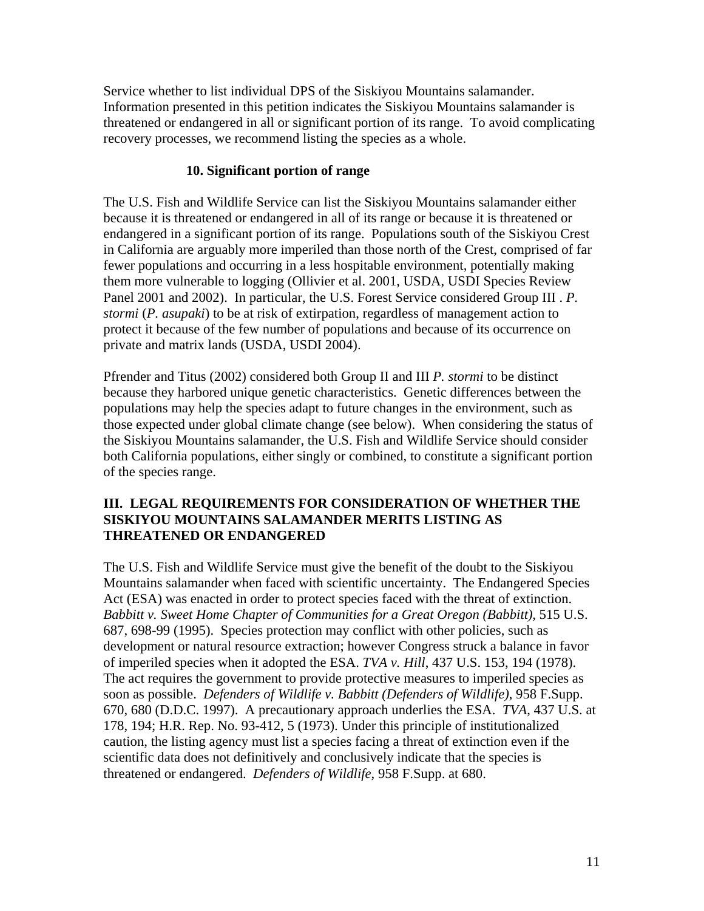Service whether to list individual DPS of the Siskiyou Mountains salamander. Information presented in this petition indicates the Siskiyou Mountains salamander is threatened or endangered in all or significant portion of its range. To avoid complicating recovery processes, we recommend listing the species as a whole.

#### 10. Significant portion of range

The U.S. Fish and Wildlife Service can list the Siskiyou Mountains salamander either because it is threatened or endangered in all of its range or because it is threatened or endangered in a significant portion of its range. Populations south of the Siskiyou Crest in California are arguably more imperiled than those north of the Crest, comprised of far fewer populations and occurring in a less hospitable environment, potentially making them more vulnerable to logging (Ollivier et al. 2001, USDA, USDI Species Review Panel 2001 and 2002). In particular, the U.S. Forest Service considered Group III . *P. stormi* (*P. asupaki*) to be at risk of extirpation, regardless of management action to protect it because of the few number of populations and because of its occurrence on private and matrix lands (USDA, USDI 2004).

Pfrender and Titus (2002) considered both Group II and III *P. stormi* to be distinct because they harbored unique genetic characteristics. Genetic differences between the populations may help the species adapt to future changes in the environment, such as those expected under global climate change (see below). When considering the status of the Siskiyou Mountains salamander, the U.S. Fish and Wildlife Service should consider both California populations, either singly or combined, to constitute a significant portion of the species range.

## III. LEGAL REQUIREMENTS FOR CONSIDERATION OF WHETHER THE SISKIYOU MOUNTAINS SALAMANDER MERITS LISTING AS THREATENED OR ENDANGERED

The U.S. Fish and Wildlife Service must give the benefit of the doubt to the Siskiyou Mountains salamander when faced with scientific uncertainty. The Endangered Species Act (ESA) was enacted in order to protect species faced with the threat of extinction. *Babbitt v. Sweet Home Chapter of Communities for a Great Oregon (Babbitt)*, 515 U.S. 687, 698-99 (1995). Species protection may conflict with other policies, such as development or natural resource extraction; however Congress struck a balance in favor of imperiled species when it adopted the ESA. *TVA v. Hill*, 437 U.S. 153, 194 (1978). The act requires the government to provide protective measures to imperiled species as soon as possible. *Defenders of Wildlife v. Babbitt (Defenders of Wildlife)*, 958 F.Supp. 670, 680 (D.D.C. 1997). A precautionary approach underlies the ESA. *TVA*, 437 U.S. at 178, 194; H.R. Rep. No. 93-412, 5 (1973). Under this principle of institutionalized caution, the listing agency must list a species facing a threat of extinction even if the scientific data does not definitively and conclusively indicate that the species is threatened or endangered. *Defenders of Wildlife*, 958 F.Supp. at 680.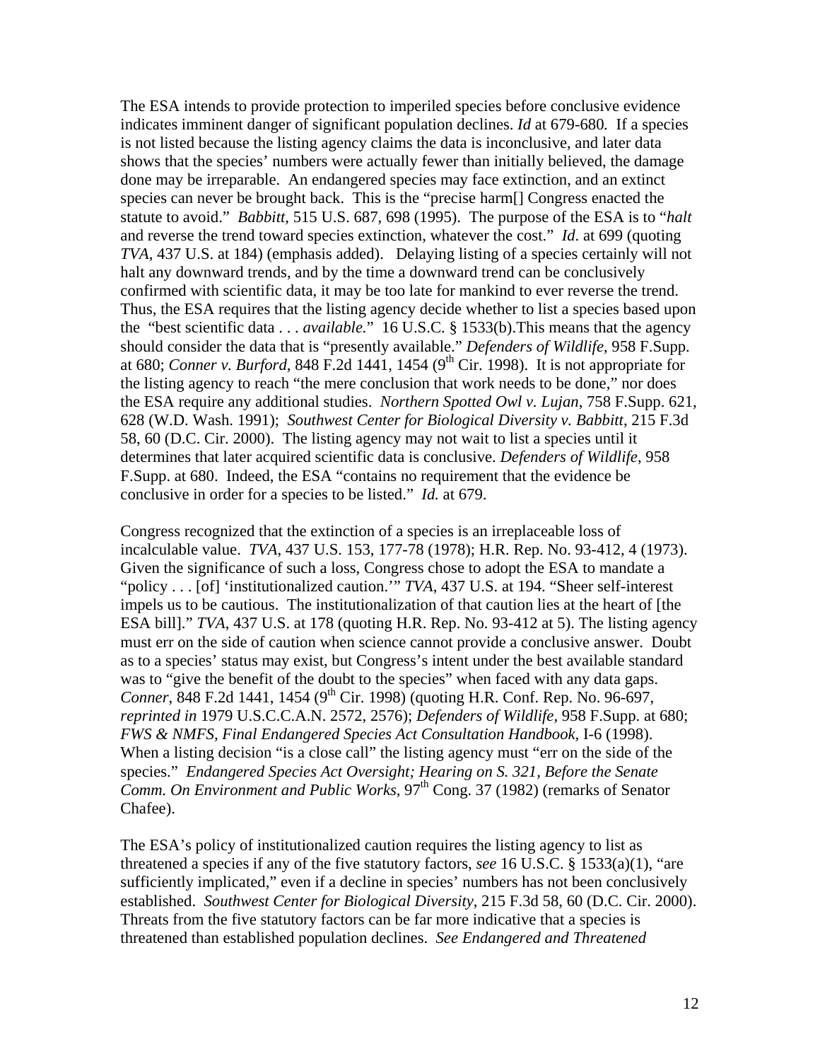The ESA intends to provide protection to imperiled species before conclusive evidence indicates imminent danger of significant population declines. *Id* at 679-680. If a species is not listed because the listing agency claims the data is inconclusive, and later data shows that the species' numbers were actually fewer than initially believed, the damage done may be irreparable. An endangered species may face extinction, and an extinct species can never be brought back. This is the "precise harm[] Congress enacted the statute to avoid." *Babbitt*, 515 U.S. 687, 698 (1995). The purpose of the ESA is to "*halt* and reverse the trend toward species extinction, whatever the cost." *Id.* at 699 (quoting *TVA*, 437 U.S. at 184) (emphasis added). Delaying listing of a species certainly will not halt any downward trends, and by the time a downward trend can be conclusively confirmed with scientific data, it may be too late for mankind to ever reverse the trend. Thus, the ESA requires that the listing agency decide whether to list a species based upon the "best scientific data . . . *available.*" 16 U.S.C. § 1533(b).This means that the agency should consider the data that is "presently available." *Defenders of Wildlife*, 958 F.Supp. at 680; *Conner v. Burford*, 848 F.2d 1441, 1454 (9[th] Cir. 1998). It is not appropriate for the listing agency to reach "the mere conclusion that work needs to be done," nor does the ESA require any additional studies. *Northern Spotted Owl v. Lujan*, 758 F.Supp. 621, 628 (W.D. Wash. 1991); *Southwest Center for Biological Diversity v. Babbitt*, 215 F.3d 58, 60 (D.C. Cir. 2000). The listing agency may not wait to list a species until it determines that later acquired scientific data is conclusive. *Defenders of Wildlife*, 958 F.Supp. at 680. Indeed, the ESA "contains no requirement that the evidence be conclusive in order for a species to be listed." *Id.* at 679.

Congress recognized that the extinction of a species is an irreplaceable loss of incalculable value. *TVA*, 437 U.S. 153, 177-78 (1978); H.R. Rep. No. 93-412, 4 (1973). Given the significance of such a loss, Congress chose to adopt the ESA to mandate a "policy . . . [of] 'institutionalized caution.'" *TVA*, 437 U.S. at 194. "Sheer self-interest impels us to be cautious. The institutionalization of that caution lies at the heart of [the ESA bill]." *TVA*, 437 U.S. at 178 (quoting H.R. Rep. No. 93-412 at 5). The listing agency must err on the side of caution when science cannot provide a conclusive answer. Doubt as to a species' status may exist, but Congress's intent under the best available standard was to "give the benefit of the doubt to the species" when faced with any data gaps. *Conner*, 848 F.2d 1441, 1454 (9[th] Cir. 1998) (quoting H.R. Conf. Rep. No. 96-697, *reprinted in* 1979 U.S.C.C.A.N. 2572, 2576); *Defenders of Wildlife*, 958 F.Supp. at 680; *FWS & NMFS, Final Endangered Species Act Consultation Handbook*, I-6 (1998). When a listing decision "is a close call" the listing agency must "err on the side of the species." *Endangered Species Act Oversight; Hearing on S. 321, Before the Senate Comm. On Environment and Public Works*, 97[th] Cong. 37 (1982) (remarks of Senator Chafee).

The ESA's policy of institutionalized caution requires the listing agency to list as threatened a species if any of the five statutory factors, *see* 16 U.S.C. § 1533(a)(1), "are sufficiently implicated," even if a decline in species' numbers has not been conclusively established. *Southwest Center for Biological Diversity*, 215 F.3d 58, 60 (D.C. Cir. 2000). Threats from the five statutory factors can be far more indicative that a species is threatened than established population declines. *See Endangered and Threatened*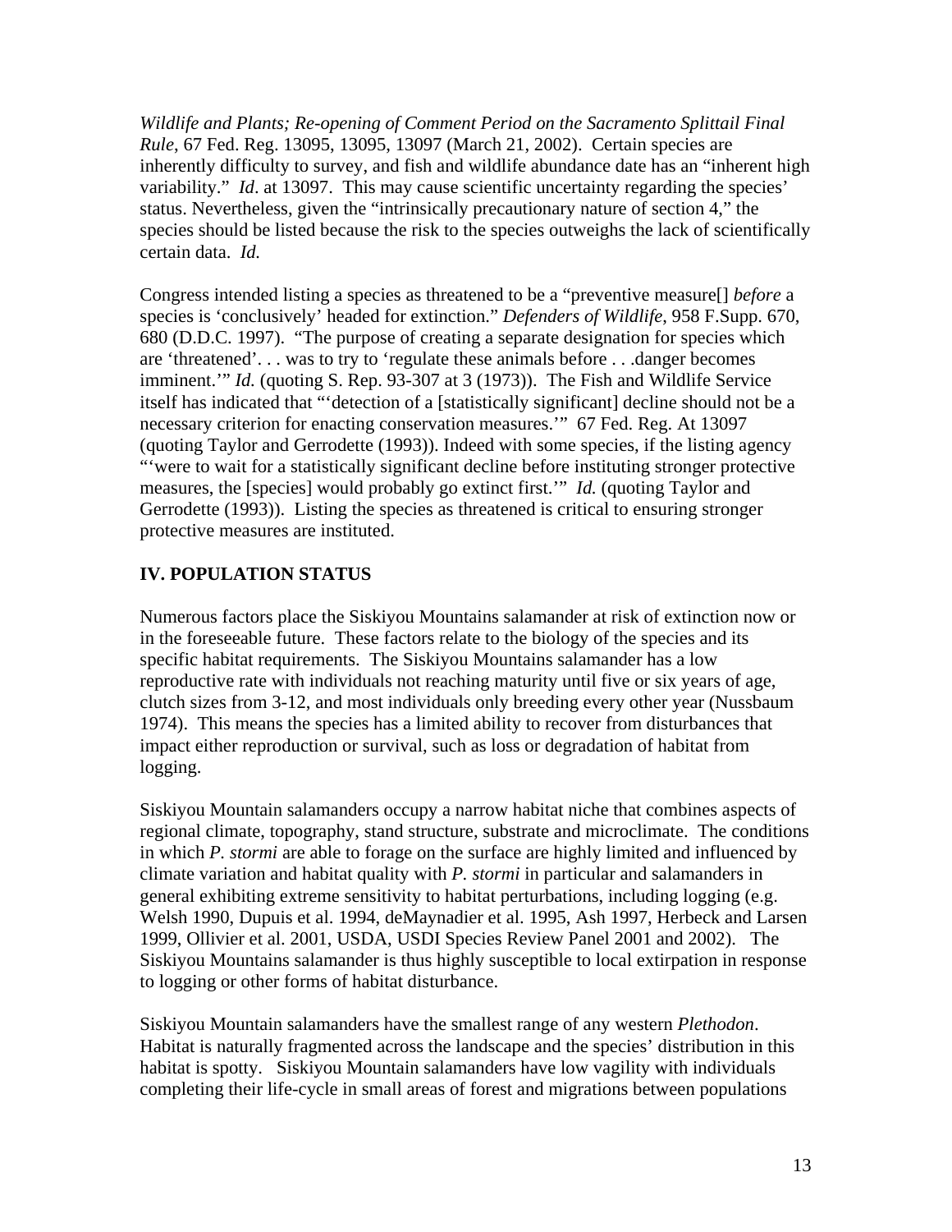*Wildlife and Plants; Re-opening of Comment Period on the Sacramento Splittail Final Rule*, 67 Fed. Reg. 13095, 13095, 13097 (March 21, 2002). Certain species are inherently difficulty to survey, and fish and wildlife abundance date has an "inherent high variability." *Id*. at 13097. This may cause scientific uncertainty regarding the species' status. Nevertheless, given the "intrinsically precautionary nature of section 4," the species should be listed because the risk to the species outweighs the lack of scientifically certain data. *Id.*

Congress intended listing a species as threatened to be a "preventive measure[] *before* a species is 'conclusively' headed for extinction." *Defenders of Wildlife*, 958 F.Supp. 670, 680 (D.D.C. 1997). "The purpose of creating a separate designation for species which are 'threatened'. . . was to try to 'regulate these animals before . . .danger becomes imminent.'" *Id.* (quoting S. Rep. 93-307 at 3 (1973)). The Fish and Wildlife Service itself has indicated that "'detection of a [statistically significant] decline should not be a necessary criterion for enacting conservation measures.'" 67 Fed. Reg. At 13097 (quoting Taylor and Gerrodette (1993)). Indeed with some species, if the listing agency "'were to wait for a statistically significant decline before instituting stronger protective measures, the [species] would probably go extinct first.'" *Id.* (quoting Taylor and Gerrodette (1993)). Listing the species as threatened is critical to ensuring stronger protective measures are instituted.

## IV. POPULATION STATUS

Numerous factors place the Siskiyou Mountains salamander at risk of extinction now or in the foreseeable future. These factors relate to the biology of the species and its specific habitat requirements. The Siskiyou Mountains salamander has a low reproductive rate with individuals not reaching maturity until five or six years of age, clutch sizes from 3-12, and most individuals only breeding every other year (Nussbaum 1974). This means the species has a limited ability to recover from disturbances that impact either reproduction or survival, such as loss or degradation of habitat from logging.

Siskiyou Mountain salamanders occupy a narrow habitat niche that combines aspects of regional climate, topography, stand structure, substrate and microclimate. The conditions in which *P. stormi* are able to forage on the surface are highly limited and influenced by climate variation and habitat quality with *P. stormi* in particular and salamanders in general exhibiting extreme sensitivity to habitat perturbations, including logging (e.g. Welsh 1990, Dupuis et al. 1994, deMaynadier et al. 1995, Ash 1997, Herbeck and Larsen 1999, Ollivier et al. 2001, USDA, USDI Species Review Panel 2001 and 2002). The Siskiyou Mountains salamander is thus highly susceptible to local extirpation in response to logging or other forms of habitat disturbance.

Siskiyou Mountain salamanders have the smallest range of any western *Plethodon*. Habitat is naturally fragmented across the landscape and the species' distribution in this habitat is spotty. Siskiyou Mountain salamanders have low vagility with individuals completing their life-cycle in small areas of forest and migrations between populations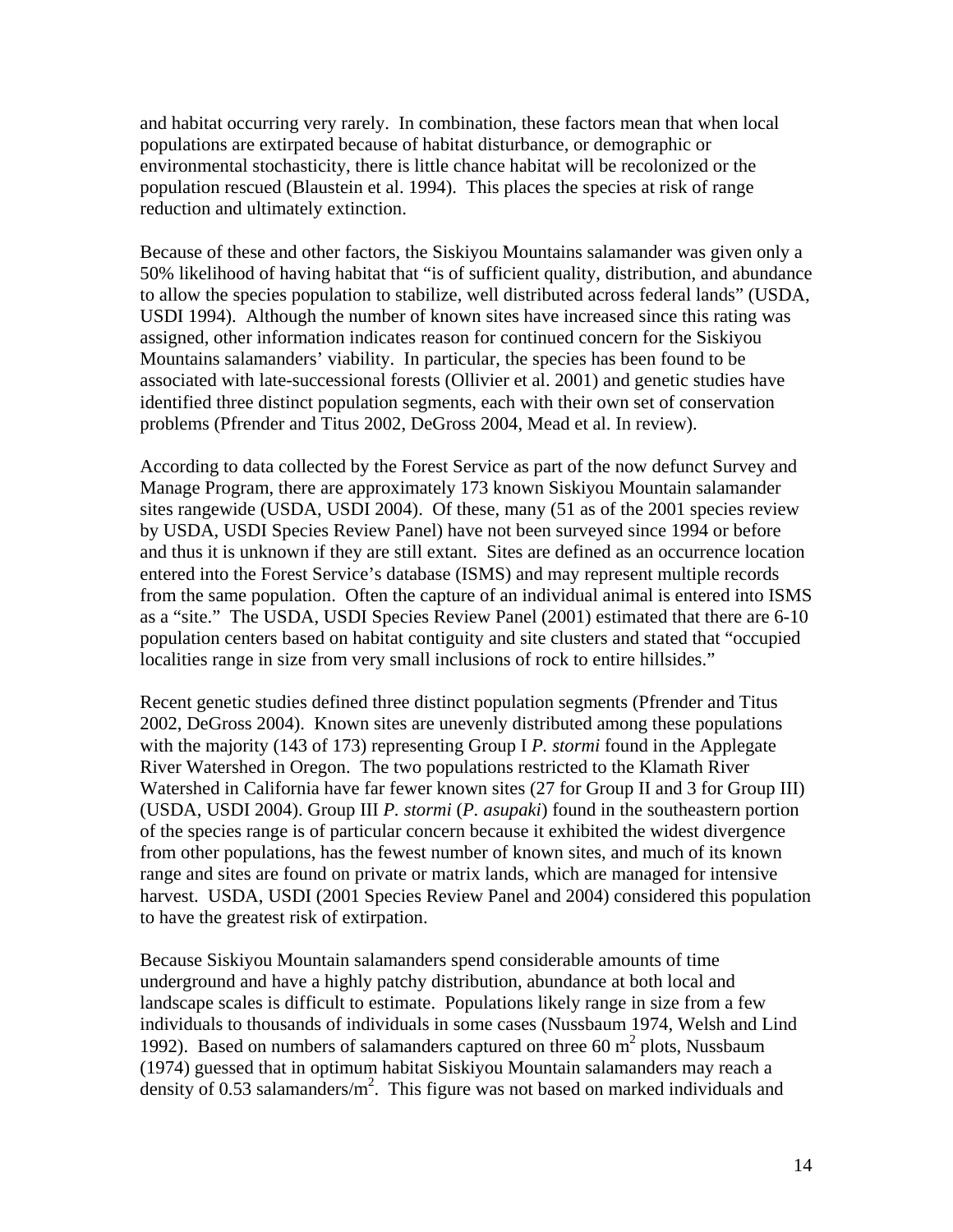and habitat occurring very rarely. In combination, these factors mean that when local populations are extirpated because of habitat disturbance, or demographic or environmental stochasticity, there is little chance habitat will be recolonized or the population rescued (Blaustein et al. 1994). This places the species at risk of range reduction and ultimately extinction.

Because of these and other factors, the Siskiyou Mountains salamander was given only a 50% likelihood of having habitat that "is of sufficient quality, distribution, and abundance to allow the species population to stabilize, well distributed across federal lands" (USDA, USDI 1994). Although the number of known sites have increased since this rating was assigned, other information indicates reason for continued concern for the Siskiyou Mountains salamanders' viability. In particular, the species has been found to be associated with late-successional forests (Ollivier et al. 2001) and genetic studies have identified three distinct population segments, each with their own set of conservation problems (Pfrender and Titus 2002, DeGross 2004, Mead et al. In review).

According to data collected by the Forest Service as part of the now defunct Survey and Manage Program, there are approximately 173 known Siskiyou Mountain salamander sites rangewide (USDA, USDI 2004). Of these, many (51 as of the 2001 species review by USDA, USDI Species Review Panel) have not been surveyed since 1994 or before and thus it is unknown if they are still extant. Sites are defined as an occurrence location entered into the Forest Service's database (ISMS) and may represent multiple records from the same population. Often the capture of an individual animal is entered into ISMS as a "site." The USDA, USDI Species Review Panel (2001) estimated that there are 6-10 population centers based on habitat contiguity and site clusters and stated that "occupied localities range in size from very small inclusions of rock to entire hillsides."

Recent genetic studies defined three distinct population segments (Pfrender and Titus 2002, DeGross 2004). Known sites are unevenly distributed among these populations with the majority (143 of 173) representing Group I *P. stormi* found in the Applegate River Watershed in Oregon. The two populations restricted to the Klamath River Watershed in California have far fewer known sites (27 for Group II and 3 for Group III) (USDA, USDI 2004). Group III *P. stormi* (*P. asupaki*) found in the southeastern portion of the species range is of particular concern because it exhibited the widest divergence from other populations, has the fewest number of known sites, and much of its known range and sites are found on private or matrix lands, which are managed for intensive harvest. USDA, USDI (2001 Species Review Panel and 2004) considered this population to have the greatest risk of extirpation.

Because Siskiyou Mountain salamanders spend considerable amounts of time underground and have a highly patchy distribution, abundance at both local and landscape scales is difficult to estimate. Populations likely range in size from a few individuals to thousands of individuals in some cases (Nussbaum 1974, Welsh and Lind 1992). Based on numbers of salamanders captured on three 60 $m^2$ plots, Nussbaum (1974) guessed that in optimum habitat Siskiyou Mountain salamanders may reach a density of 0.53 salamanders/$m^2$. This figure was not based on marked individuals and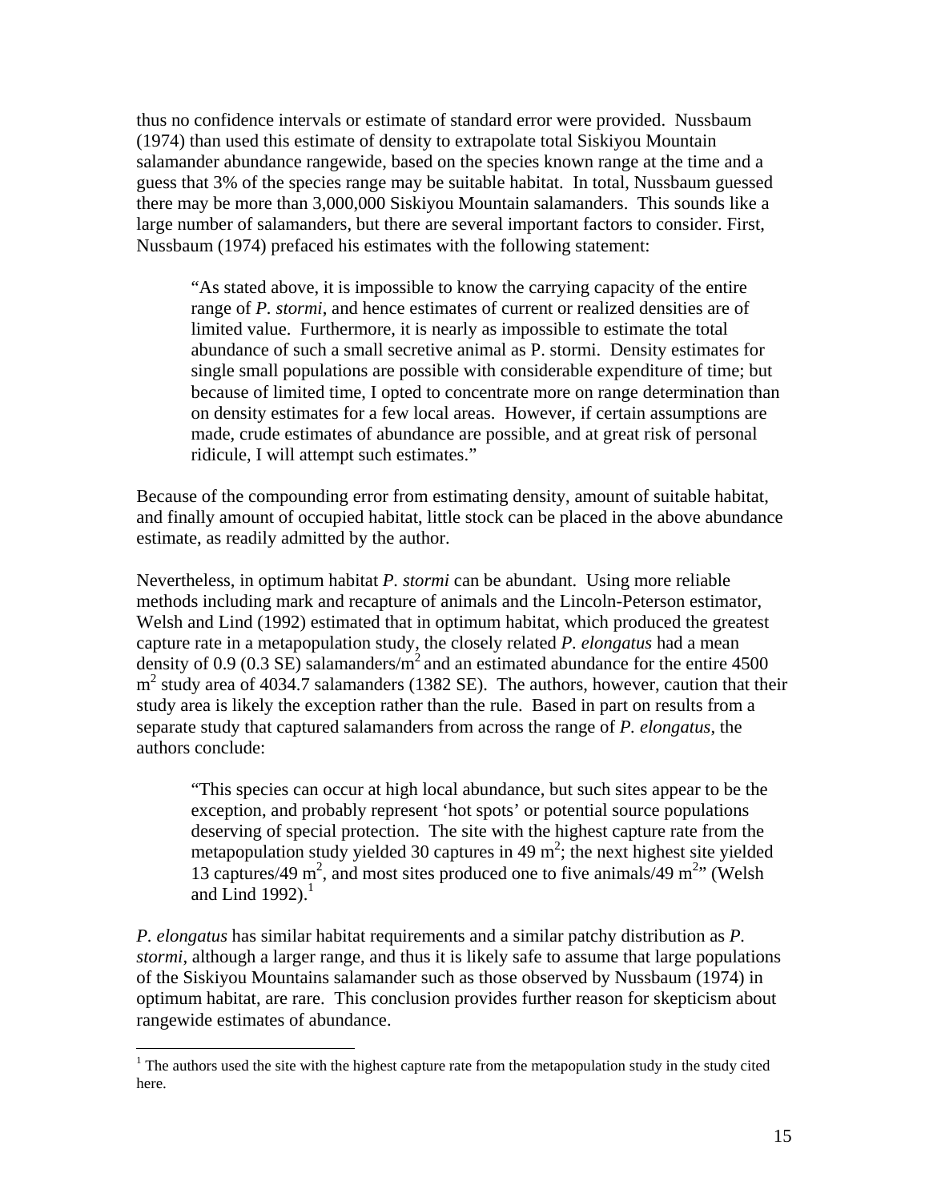thus no confidence intervals or estimate of standard error were provided. Nussbaum (1974) than used this estimate of density to extrapolate total Siskiyou Mountain salamander abundance rangewide, based on the species known range at the time and a guess that 3% of the species range may be suitable habitat. In total, Nussbaum guessed there may be more than 3,000,000 Siskiyou Mountain salamanders. This sounds like a large number of salamanders, but there are several important factors to consider. First, Nussbaum (1974) prefaced his estimates with the following statement:

> "As stated above, it is impossible to know the carrying capacity of the entire range of *P. stormi*, and hence estimates of current or realized densities are of limited value. Furthermore, it is nearly as impossible to estimate the total abundance of such a small secretive animal as P. stormi. Density estimates for single small populations are possible with considerable expenditure of time; but because of limited time, I opted to concentrate more on range determination than on density estimates for a few local areas. However, if certain assumptions are made, crude estimates of abundance are possible, and at great risk of personal ridicule, I will attempt such estimates."

Because of the compounding error from estimating density, amount of suitable habitat, and finally amount of occupied habitat, little stock can be placed in the above abundance estimate, as readily admitted by the author.

Nevertheless, in optimum habitat *P. stormi* can be abundant. Using more reliable methods including mark and recapture of animals and the Lincoln-Peterson estimator, Welsh and Lind (1992) estimated that in optimum habitat, which produced the greatest capture rate in a metapopulation study, the closely related *P. elongatus* had a mean density of 0.9 (0.3 SE) salamanders/$m^2$ and an estimated abundance for the entire 4500 $m^2$ study area of 4034.7 salamanders (1382 SE). The authors, however, caution that their study area is likely the exception rather than the rule. Based in part on results from a separate study that captured salamanders from across the range of *P. elongatus*, the authors conclude:

> "This species can occur at high local abundance, but such sites appear to be the exception, and probably represent 'hot spots' or potential source populations deserving of special protection. The site with the highest capture rate from the metapopulation study yielded 30 captures in 49 $m^2$; the next highest site yielded 13 captures/49 $m^2$, and most sites produced one to five animals/49 $m^2$" (Welsh and Lind 1992).[1]

*P. elongatus* has similar habitat requirements and a similar patchy distribution as *P. stormi*, although a larger range, and thus it is likely safe to assume that large populations of the Siskiyou Mountains salamander such as those observed by Nussbaum (1974) in optimum habitat, are rare. This conclusion provides further reason for skepticism about rangewide estimates of abundance.

---

[1] The authors used the site with the highest capture rate from the metapopulation study in the study cited here.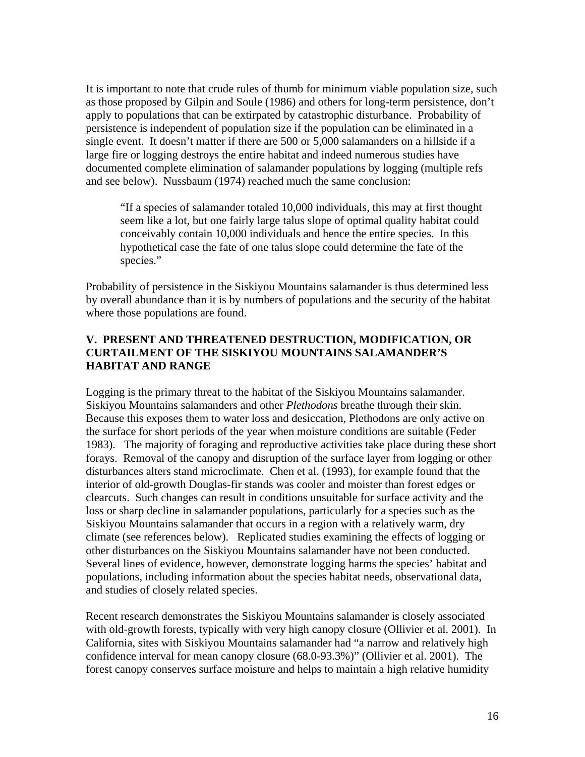It is important to note that crude rules of thumb for minimum viable population size, such as those proposed by Gilpin and Soule (1986) and others for long-term persistence, don't apply to populations that can be extirpated by catastrophic disturbance. Probability of persistence is independent of population size if the population can be eliminated in a single event. It doesn't matter if there are 500 or 5,000 salamanders on a hillside if a large fire or logging destroys the entire habitat and indeed numerous studies have documented complete elimination of salamander populations by logging (multiple refs and see below). Nussbaum (1974) reached much the same conclusion:

> "If a species of salamander totaled 10,000 individuals, this may at first thought seem like a lot, but one fairly large talus slope of optimal quality habitat could conceivably contain 10,000 individuals and hence the entire species. In this hypothetical case the fate of one talus slope could determine the fate of the species."

Probability of persistence in the Siskiyou Mountains salamander is thus determined less by overall abundance than it is by numbers of populations and the security of the habitat where those populations are found.

## V. PRESENT AND THREATENED DESTRUCTION, MODIFICATION, OR CURTAILMENT OF THE SISKIYOU MOUNTAINS SALAMANDER'S HABITAT AND RANGE

Logging is the primary threat to the habitat of the Siskiyou Mountains salamander. Siskiyou Mountains salamanders and other *Plethodons* breathe through their skin. Because this exposes them to water loss and desiccation, Plethodons are only active on the surface for short periods of the year when moisture conditions are suitable (Feder 1983). The majority of foraging and reproductive activities take place during these short forays. Removal of the canopy and disruption of the surface layer from logging or other disturbances alters stand microclimate. Chen et al. (1993), for example found that the interior of old-growth Douglas-fir stands was cooler and moister than forest edges or clearcuts. Such changes can result in conditions unsuitable for surface activity and the loss or sharp decline in salamander populations, particularly for a species such as the Siskiyou Mountains salamander that occurs in a region with a relatively warm, dry climate (see references below). Replicated studies examining the effects of logging or other disturbances on the Siskiyou Mountains salamander have not been conducted. Several lines of evidence, however, demonstrate logging harms the species' habitat and populations, including information about the species habitat needs, observational data, and studies of closely related species.

Recent research demonstrates the Siskiyou Mountains salamander is closely associated with old-growth forests, typically with very high canopy closure (Ollivier et al. 2001). In California, sites with Siskiyou Mountains salamander had "a narrow and relatively high confidence interval for mean canopy closure (68.0-93.3%)" (Ollivier et al. 2001). The forest canopy conserves surface moisture and helps to maintain a high relative humidity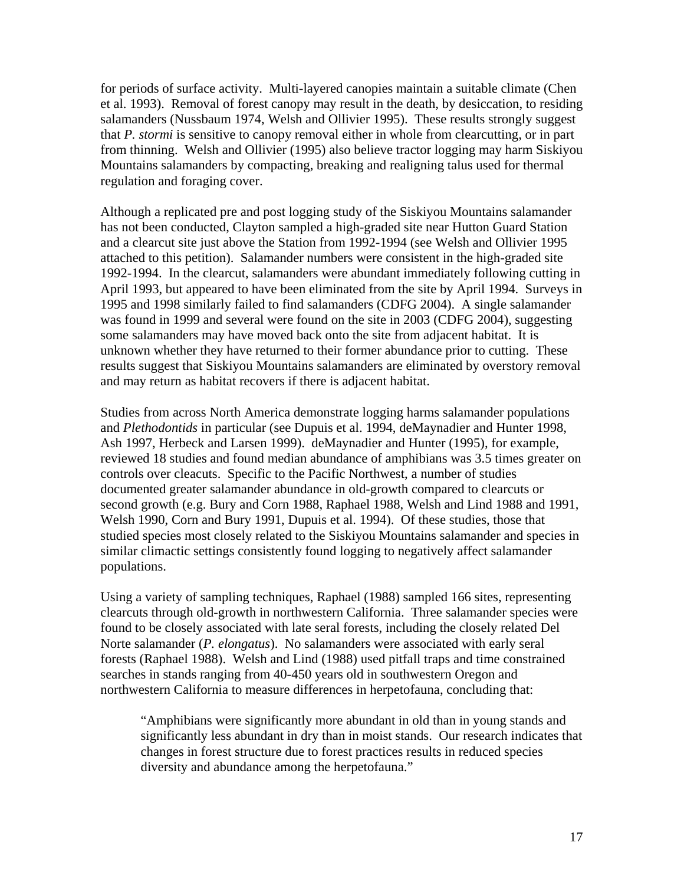for periods of surface activity. Multi-layered canopies maintain a suitable climate (Chen et al. 1993). Removal of forest canopy may result in the death, by desiccation, to residing salamanders (Nussbaum 1974, Welsh and Ollivier 1995). These results strongly suggest that *P. stormi* is sensitive to canopy removal either in whole from clearcutting, or in part from thinning. Welsh and Ollivier (1995) also believe tractor logging may harm Siskiyou Mountains salamanders by compacting, breaking and realigning talus used for thermal regulation and foraging cover.

Although a replicated pre and post logging study of the Siskiyou Mountains salamander has not been conducted, Clayton sampled a high-graded site near Hutton Guard Station and a clearcut site just above the Station from 1992-1994 (see Welsh and Ollivier 1995 attached to this petition). Salamander numbers were consistent in the high-graded site 1992-1994. In the clearcut, salamanders were abundant immediately following cutting in April 1993, but appeared to have been eliminated from the site by April 1994. Surveys in 1995 and 1998 similarly failed to find salamanders (CDFG 2004). A single salamander was found in 1999 and several were found on the site in 2003 (CDFG 2004), suggesting some salamanders may have moved back onto the site from adjacent habitat. It is unknown whether they have returned to their former abundance prior to cutting. These results suggest that Siskiyou Mountains salamanders are eliminated by overstory removal and may return as habitat recovers if there is adjacent habitat.

Studies from across North America demonstrate logging harms salamander populations and *Plethodontids* in particular (see Dupuis et al. 1994, deMaynadier and Hunter 1998, Ash 1997, Herbeck and Larsen 1999). deMaynadier and Hunter (1995), for example, reviewed 18 studies and found median abundance of amphibians was 3.5 times greater on controls over cleacuts. Specific to the Pacific Northwest, a number of studies documented greater salamander abundance in old-growth compared to clearcuts or second growth (e.g. Bury and Corn 1988, Raphael 1988, Welsh and Lind 1988 and 1991, Welsh 1990, Corn and Bury 1991, Dupuis et al. 1994). Of these studies, those that studied species most closely related to the Siskiyou Mountains salamander and species in similar climactic settings consistently found logging to negatively affect salamander populations.

Using a variety of sampling techniques, Raphael (1988) sampled 166 sites, representing clearcuts through old-growth in northwestern California. Three salamander species were found to be closely associated with late seral forests, including the closely related Del Norte salamander (*P. elongatus*). No salamanders were associated with early seral forests (Raphael 1988). Welsh and Lind (1988) used pitfall traps and time constrained searches in stands ranging from 40-450 years old in southwestern Oregon and northwestern California to measure differences in herpetofauna, concluding that:

> "Amphibians were significantly more abundant in old than in young stands and significantly less abundant in dry than in moist stands. Our research indicates that changes in forest structure due to forest practices results in reduced species diversity and abundance among the herpetofauna."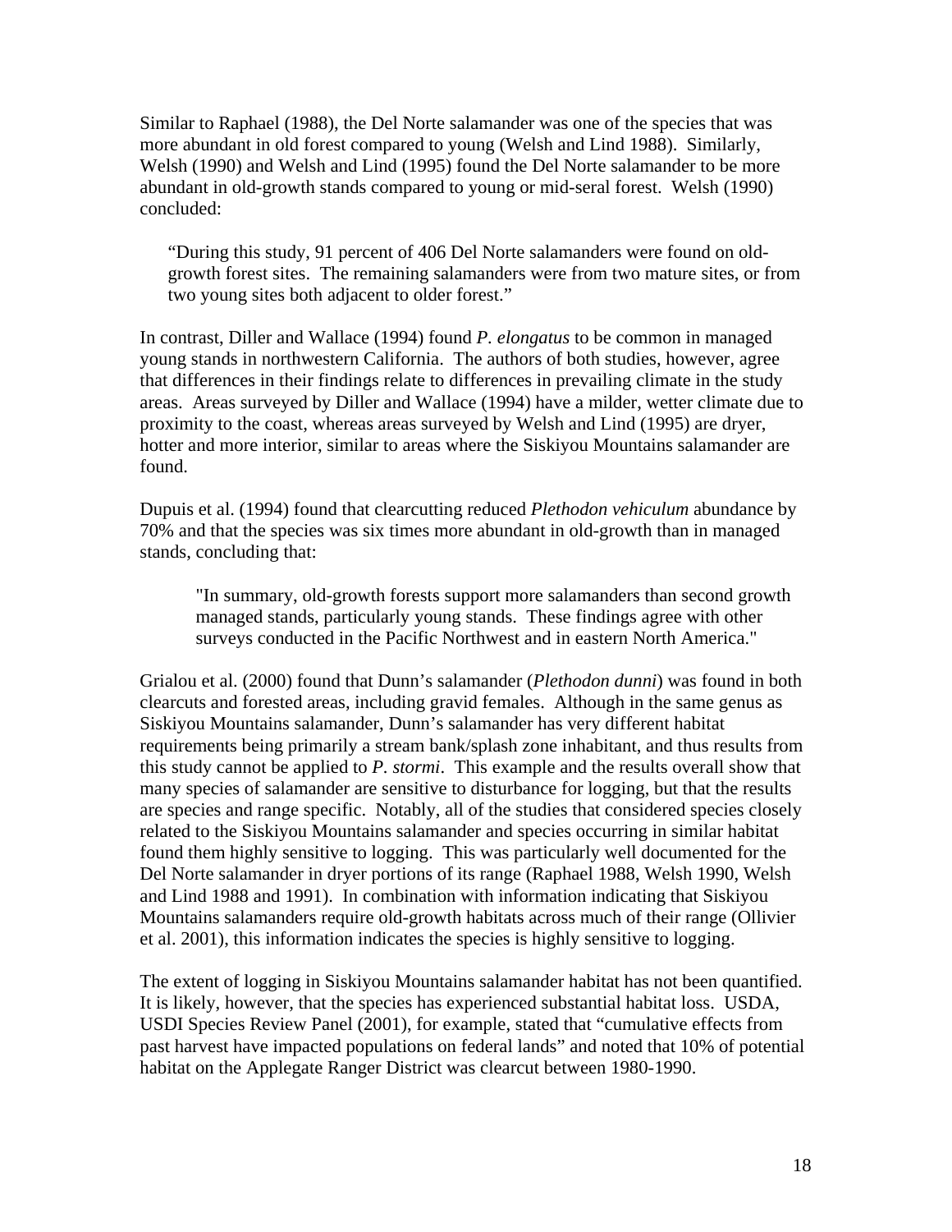Similar to Raphael (1988), the Del Norte salamander was one of the species that was more abundant in old forest compared to young (Welsh and Lind 1988). Similarly, Welsh (1990) and Welsh and Lind (1995) found the Del Norte salamander to be more abundant in old-growth stands compared to young or mid-seral forest. Welsh (1990) concluded:

> "During this study, 91 percent of 406 Del Norte salamanders were found on old-growth forest sites. The remaining salamanders were from two mature sites, or from two young sites both adjacent to older forest."

In contrast, Diller and Wallace (1994) found *P. elongatus* to be common in managed young stands in northwestern California. The authors of both studies, however, agree that differences in their findings relate to differences in prevailing climate in the study areas. Areas surveyed by Diller and Wallace (1994) have a milder, wetter climate due to proximity to the coast, whereas areas surveyed by Welsh and Lind (1995) are dryer, hotter and more interior, similar to areas where the Siskiyou Mountains salamander are found.

Dupuis et al. (1994) found that clearcutting reduced *Plethodon vehiculum* abundance by 70% and that the species was six times more abundant in old-growth than in managed stands, concluding that:

> "In summary, old-growth forests support more salamanders than second growth managed stands, particularly young stands. These findings agree with other surveys conducted in the Pacific Northwest and in eastern North America."

Grialou et al. (2000) found that Dunn's salamander (*Plethodon dunni*) was found in both clearcuts and forested areas, including gravid females. Although in the same genus as Siskiyou Mountains salamander, Dunn's salamander has very different habitat requirements being primarily a stream bank/splash zone inhabitant, and thus results from this study cannot be applied to *P. stormi*. This example and the results overall show that many species of salamander are sensitive to disturbance for logging, but that the results are species and range specific. Notably, all of the studies that considered species closely related to the Siskiyou Mountains salamander and species occurring in similar habitat found them highly sensitive to logging. This was particularly well documented for the Del Norte salamander in dryer portions of its range (Raphael 1988, Welsh 1990, Welsh and Lind 1988 and 1991). In combination with information indicating that Siskiyou Mountains salamanders require old-growth habitats across much of their range (Ollivier et al. 2001), this information indicates the species is highly sensitive to logging.

The extent of logging in Siskiyou Mountains salamander habitat has not been quantified. It is likely, however, that the species has experienced substantial habitat loss. USDA, USDI Species Review Panel (2001), for example, stated that "cumulative effects from past harvest have impacted populations on federal lands" and noted that 10% of potential habitat on the Applegate Ranger District was clearcut between 1980-1990.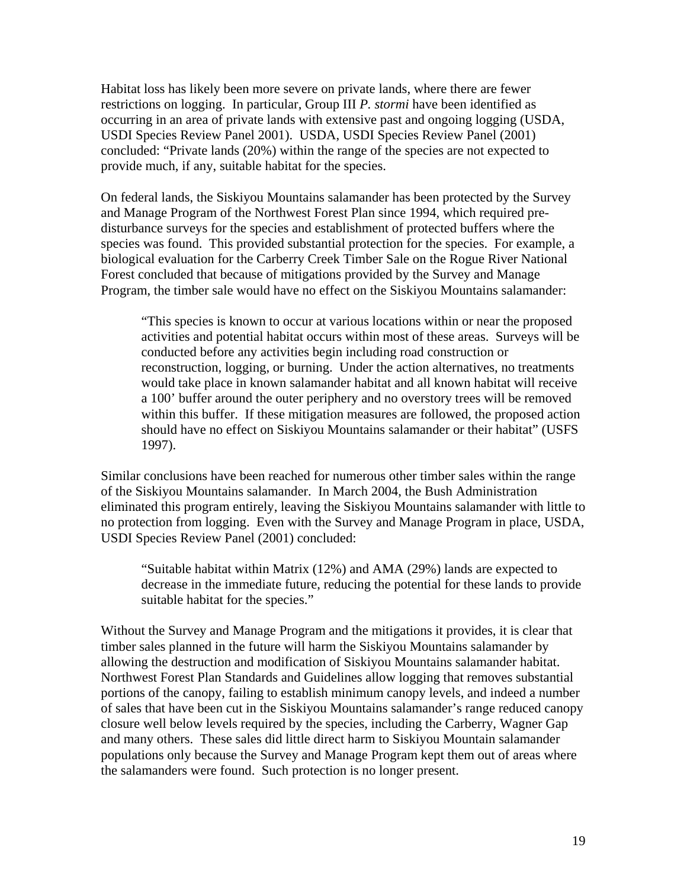Habitat loss has likely been more severe on private lands, where there are fewer restrictions on logging. In particular, Group III *P. stormi* have been identified as occurring in an area of private lands with extensive past and ongoing logging (USDA, USDI Species Review Panel 2001). USDA, USDI Species Review Panel (2001) concluded: "Private lands (20%) within the range of the species are not expected to provide much, if any, suitable habitat for the species.

On federal lands, the Siskiyou Mountains salamander has been protected by the Survey and Manage Program of the Northwest Forest Plan since 1994, which required pre-disturbance surveys for the species and establishment of protected buffers where the species was found. This provided substantial protection for the species. For example, a biological evaluation for the Carberry Creek Timber Sale on the Rogue River National Forest concluded that because of mitigations provided by the Survey and Manage Program, the timber sale would have no effect on the Siskiyou Mountains salamander:

> "This species is known to occur at various locations within or near the proposed activities and potential habitat occurs within most of these areas. Surveys will be conducted before any activities begin including road construction or reconstruction, logging, or burning. Under the action alternatives, no treatments would take place in known salamander habitat and all known habitat will receive a 100' buffer around the outer periphery and no overstory trees will be removed within this buffer. If these mitigation measures are followed, the proposed action should have no effect on Siskiyou Mountains salamander or their habitat" (USFS 1997).

Similar conclusions have been reached for numerous other timber sales within the range of the Siskiyou Mountains salamander. In March 2004, the Bush Administration eliminated this program entirely, leaving the Siskiyou Mountains salamander with little to no protection from logging. Even with the Survey and Manage Program in place, USDA, USDI Species Review Panel (2001) concluded:

> "Suitable habitat within Matrix (12%) and AMA (29%) lands are expected to decrease in the immediate future, reducing the potential for these lands to provide suitable habitat for the species."

Without the Survey and Manage Program and the mitigations it provides, it is clear that timber sales planned in the future will harm the Siskiyou Mountains salamander by allowing the destruction and modification of Siskiyou Mountains salamander habitat. Northwest Forest Plan Standards and Guidelines allow logging that removes substantial portions of the canopy, failing to establish minimum canopy levels, and indeed a number of sales that have been cut in the Siskiyou Mountains salamander's range reduced canopy closure well below levels required by the species, including the Carberry, Wagner Gap and many others. These sales did little direct harm to Siskiyou Mountain salamander populations only because the Survey and Manage Program kept them out of areas where the salamanders were found. Such protection is no longer present.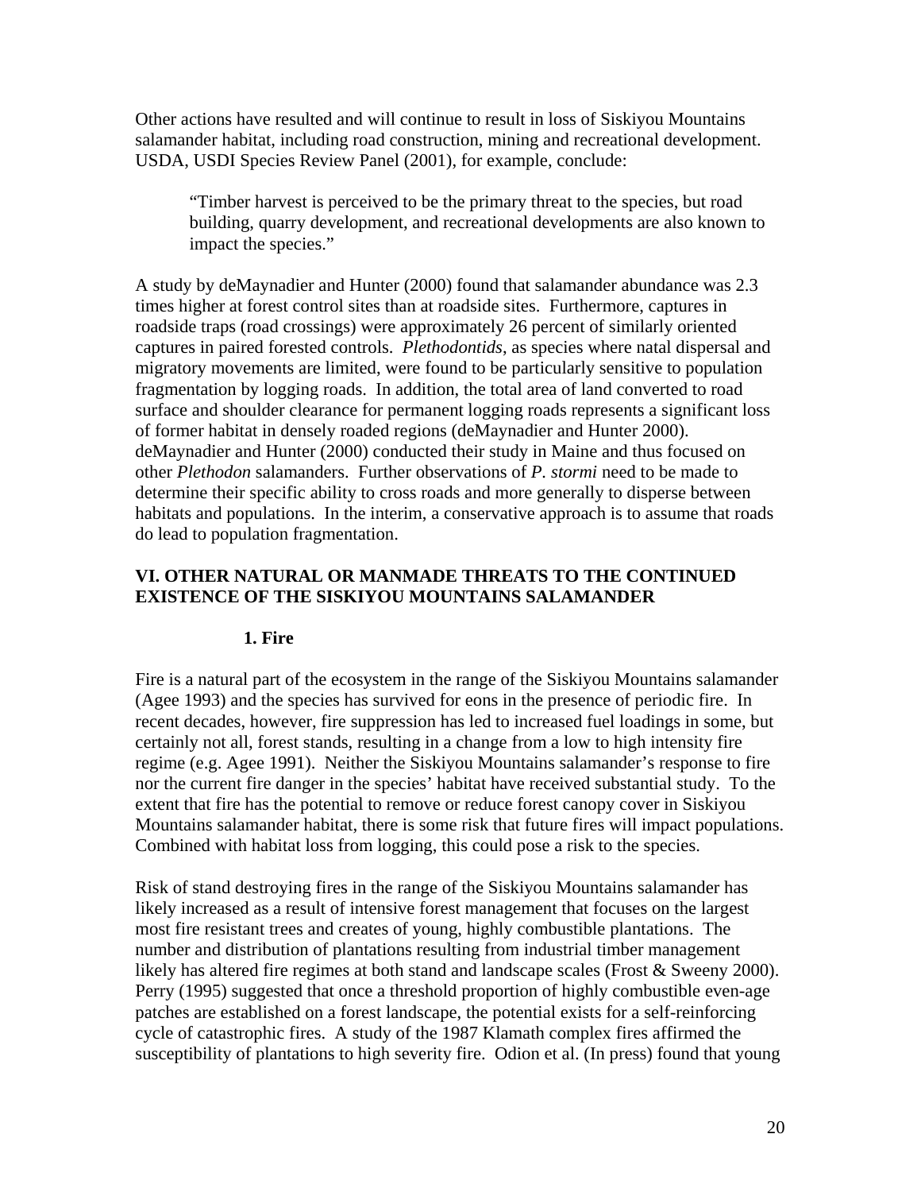Other actions have resulted and will continue to result in loss of Siskiyou Mountains salamander habitat, including road construction, mining and recreational development. USDA, USDI Species Review Panel (2001), for example, conclude:

> "Timber harvest is perceived to be the primary threat to the species, but road building, quarry development, and recreational developments are also known to impact the species."

A study by deMaynadier and Hunter (2000) found that salamander abundance was 2.3 times higher at forest control sites than at roadside sites. Furthermore, captures in roadside traps (road crossings) were approximately 26 percent of similarly oriented captures in paired forested controls. *Plethodontids*, as species where natal dispersal and migratory movements are limited, were found to be particularly sensitive to population fragmentation by logging roads. In addition, the total area of land converted to road surface and shoulder clearance for permanent logging roads represents a significant loss of former habitat in densely roaded regions (deMaynadier and Hunter 2000). deMaynadier and Hunter (2000) conducted their study in Maine and thus focused on other *Plethodon* salamanders. Further observations of *P. stormi* need to be made to determine their specific ability to cross roads and more generally to disperse between habitats and populations. In the interim, a conservative approach is to assume that roads do lead to population fragmentation.

## VI. OTHER NATURAL OR MANMADE THREATS TO THE CONTINUED EXISTENCE OF THE SISKIYOU MOUNTAINS SALAMANDER

### 1. Fire

Fire is a natural part of the ecosystem in the range of the Siskiyou Mountains salamander (Agee 1993) and the species has survived for eons in the presence of periodic fire. In recent decades, however, fire suppression has led to increased fuel loadings in some, but certainly not all, forest stands, resulting in a change from a low to high intensity fire regime (e.g. Agee 1991). Neither the Siskiyou Mountains salamander's response to fire nor the current fire danger in the species' habitat have received substantial study. To the extent that fire has the potential to remove or reduce forest canopy cover in Siskiyou Mountains salamander habitat, there is some risk that future fires will impact populations. Combined with habitat loss from logging, this could pose a risk to the species.

Risk of stand destroying fires in the range of the Siskiyou Mountains salamander has likely increased as a result of intensive forest management that focuses on the largest most fire resistant trees and creates of young, highly combustible plantations. The number and distribution of plantations resulting from industrial timber management likely has altered fire regimes at both stand and landscape scales (Frost & Sweeny 2000). Perry (1995) suggested that once a threshold proportion of highly combustible even-age patches are established on a forest landscape, the potential exists for a self-reinforcing cycle of catastrophic fires. A study of the 1987 Klamath complex fires affirmed the susceptibility of plantations to high severity fire. Odion et al. (In press) found that young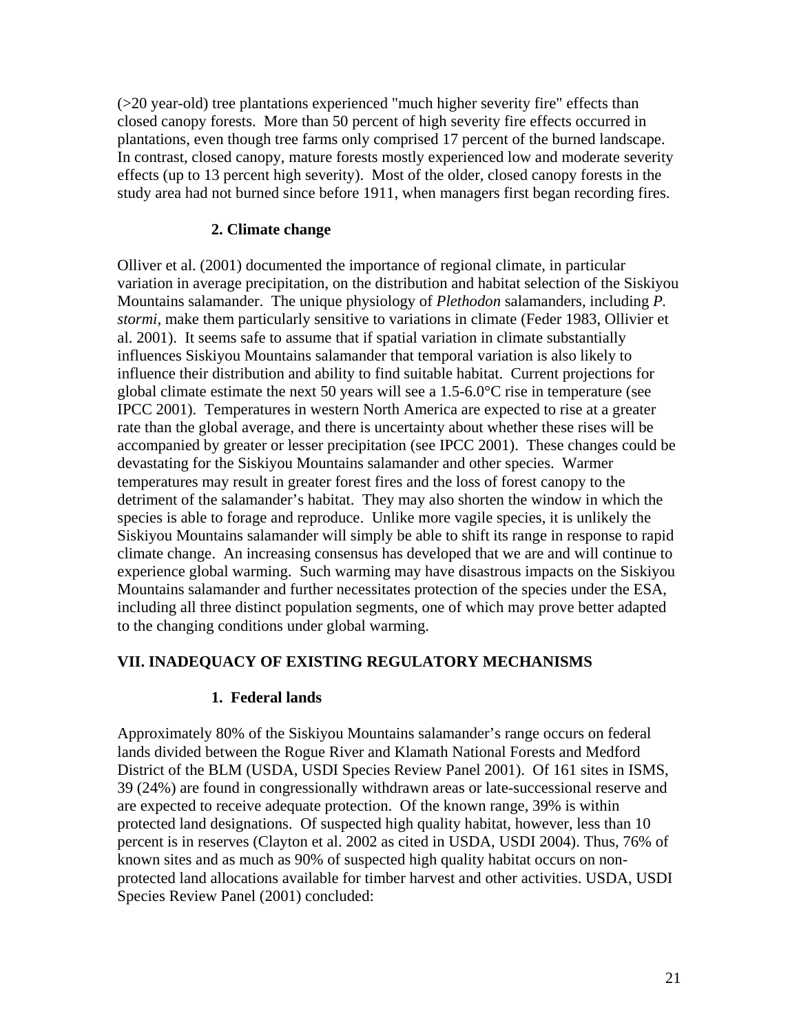(>20 year-old) tree plantations experienced "much higher severity fire" effects than closed canopy forests. More than 50 percent of high severity fire effects occurred in plantations, even though tree farms only comprised 17 percent of the burned landscape. In contrast, closed canopy, mature forests mostly experienced low and moderate severity effects (up to 13 percent high severity). Most of the older, closed canopy forests in the study area had not burned since before 1911, when managers first began recording fires.

### 2. Climate change

Olliver et al. (2001) documented the importance of regional climate, in particular variation in average precipitation, on the distribution and habitat selection of the Siskiyou Mountains salamander. The unique physiology of *Plethodon* salamanders, including *P. stormi*, make them particularly sensitive to variations in climate (Feder 1983, Ollivier et al. 2001). It seems safe to assume that if spatial variation in climate substantially influences Siskiyou Mountains salamander that temporal variation is also likely to influence their distribution and ability to find suitable habitat. Current projections for global climate estimate the next 50 years will see a 1.5-6.0°C rise in temperature (see IPCC 2001). Temperatures in western North America are expected to rise at a greater rate than the global average, and there is uncertainty about whether these rises will be accompanied by greater or lesser precipitation (see IPCC 2001). These changes could be devastating for the Siskiyou Mountains salamander and other species. Warmer temperatures may result in greater forest fires and the loss of forest canopy to the detriment of the salamander's habitat. They may also shorten the window in which the species is able to forage and reproduce. Unlike more vagile species, it is unlikely the Siskiyou Mountains salamander will simply be able to shift its range in response to rapid climate change. An increasing consensus has developed that we are and will continue to experience global warming. Such warming may have disastrous impacts on the Siskiyou Mountains salamander and further necessitates protection of the species under the ESA, including all three distinct population segments, one of which may prove better adapted to the changing conditions under global warming.

## VII. INADEQUACY OF EXISTING REGULATORY MECHANISMS

### 1. Federal lands

Approximately 80% of the Siskiyou Mountains salamander's range occurs on federal lands divided between the Rogue River and Klamath National Forests and Medford District of the BLM (USDA, USDI Species Review Panel 2001). Of 161 sites in ISMS, 39 (24%) are found in congressionally withdrawn areas or late-successional reserve and are expected to receive adequate protection. Of the known range, 39% is within protected land designations. Of suspected high quality habitat, however, less than 10 percent is in reserves (Clayton et al. 2002 as cited in USDA, USDI 2004). Thus, 76% of known sites and as much as 90% of suspected high quality habitat occurs on non-protected land allocations available for timber harvest and other activities. USDA, USDI Species Review Panel (2001) concluded: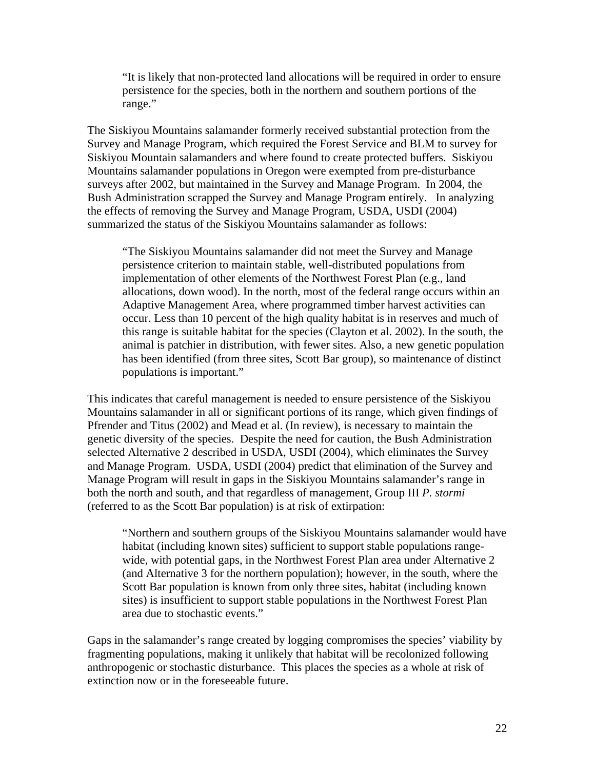> "It is likely that non-protected land allocations will be required in order to ensure persistence for the species, both in the northern and southern portions of the range."

The Siskiyou Mountains salamander formerly received substantial protection from the Survey and Manage Program, which required the Forest Service and BLM to survey for Siskiyou Mountain salamanders and where found to create protected buffers. Siskiyou Mountains salamander populations in Oregon were exempted from pre-disturbance surveys after 2002, but maintained in the Survey and Manage Program. In 2004, the Bush Administration scrapped the Survey and Manage Program entirely. In analyzing the effects of removing the Survey and Manage Program, USDA, USDI (2004) summarized the status of the Siskiyou Mountains salamander as follows:

> "The Siskiyou Mountains salamander did not meet the Survey and Manage persistence criterion to maintain stable, well-distributed populations from implementation of other elements of the Northwest Forest Plan (e.g., land allocations, down wood). In the north, most of the federal range occurs within an Adaptive Management Area, where programmed timber harvest activities can occur. Less than 10 percent of the high quality habitat is in reserves and much of this range is suitable habitat for the species (Clayton et al. 2002). In the south, the animal is patchier in distribution, with fewer sites. Also, a new genetic population has been identified (from three sites, Scott Bar group), so maintenance of distinct populations is important."

This indicates that careful management is needed to ensure persistence of the Siskiyou Mountains salamander in all or significant portions of its range, which given findings of Pfrender and Titus (2002) and Mead et al. (In review), is necessary to maintain the genetic diversity of the species. Despite the need for caution, the Bush Administration selected Alternative 2 described in USDA, USDI (2004), which eliminates the Survey and Manage Program. USDA, USDI (2004) predict that elimination of the Survey and Manage Program will result in gaps in the Siskiyou Mountains salamander's range in both the north and south, and that regardless of management, Group III *P. stormi* (referred to as the Scott Bar population) is at risk of extirpation:

> "Northern and southern groups of the Siskiyou Mountains salamander would have habitat (including known sites) sufficient to support stable populations range-wide, with potential gaps, in the Northwest Forest Plan area under Alternative 2 (and Alternative 3 for the northern population); however, in the south, where the Scott Bar population is known from only three sites, habitat (including known sites) is insufficient to support stable populations in the Northwest Forest Plan area due to stochastic events."

Gaps in the salamander's range created by logging compromises the species' viability by fragmenting populations, making it unlikely that habitat will be recolonized following anthropogenic or stochastic disturbance. This places the species as a whole at risk of extinction now or in the foreseeable future.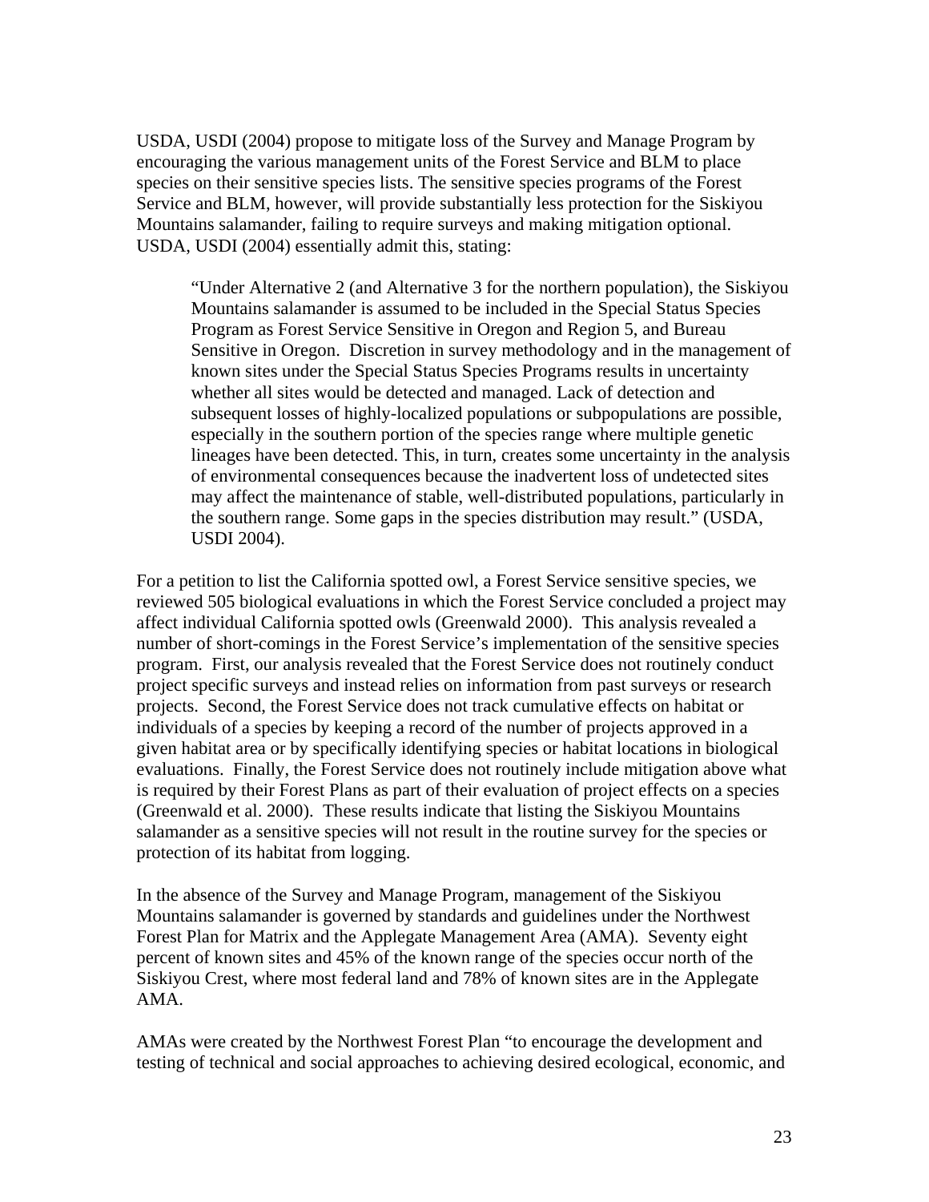USDA, USDI (2004) propose to mitigate loss of the Survey and Manage Program by encouraging the various management units of the Forest Service and BLM to place species on their sensitive species lists. The sensitive species programs of the Forest Service and BLM, however, will provide substantially less protection for the Siskiyou Mountains salamander, failing to require surveys and making mitigation optional. USDA, USDI (2004) essentially admit this, stating:

> "Under Alternative 2 (and Alternative 3 for the northern population), the Siskiyou Mountains salamander is assumed to be included in the Special Status Species Program as Forest Service Sensitive in Oregon and Region 5, and Bureau Sensitive in Oregon. Discretion in survey methodology and in the management of known sites under the Special Status Species Programs results in uncertainty whether all sites would be detected and managed. Lack of detection and subsequent losses of highly-localized populations or subpopulations are possible, especially in the southern portion of the species range where multiple genetic lineages have been detected. This, in turn, creates some uncertainty in the analysis of environmental consequences because the inadvertent loss of undetected sites may affect the maintenance of stable, well-distributed populations, particularly in the southern range. Some gaps in the species distribution may result." (USDA, USDI 2004).

For a petition to list the California spotted owl, a Forest Service sensitive species, we reviewed 505 biological evaluations in which the Forest Service concluded a project may affect individual California spotted owls (Greenwald 2000). This analysis revealed a number of short-comings in the Forest Service's implementation of the sensitive species program. First, our analysis revealed that the Forest Service does not routinely conduct project specific surveys and instead relies on information from past surveys or research projects. Second, the Forest Service does not track cumulative effects on habitat or individuals of a species by keeping a record of the number of projects approved in a given habitat area or by specifically identifying species or habitat locations in biological evaluations. Finally, the Forest Service does not routinely include mitigation above what is required by their Forest Plans as part of their evaluation of project effects on a species (Greenwald et al. 2000). These results indicate that listing the Siskiyou Mountains salamander as a sensitive species will not result in the routine survey for the species or protection of its habitat from logging.

In the absence of the Survey and Manage Program, management of the Siskiyou Mountains salamander is governed by standards and guidelines under the Northwest Forest Plan for Matrix and the Applegate Management Area (AMA). Seventy eight percent of known sites and 45% of the known range of the species occur north of the Siskiyou Crest, where most federal land and 78% of known sites are in the Applegate AMA.

AMAs were created by the Northwest Forest Plan "to encourage the development and testing of technical and social approaches to achieving desired ecological, economic, and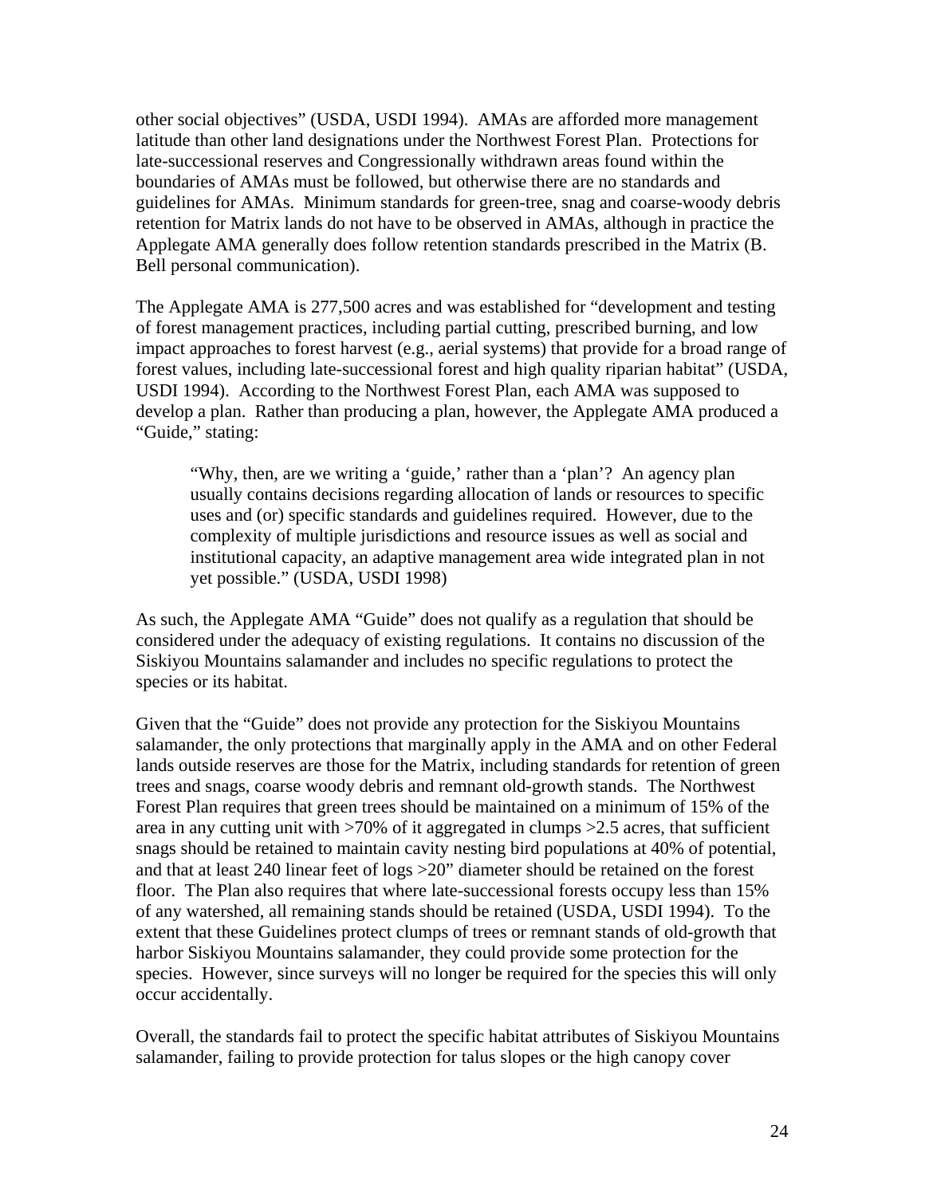other social objectives" (USDA, USDI 1994). AMAs are afforded more management latitude than other land designations under the Northwest Forest Plan. Protections for late-successional reserves and Congressionally withdrawn areas found within the boundaries of AMAs must be followed, but otherwise there are no standards and guidelines for AMAs. Minimum standards for green-tree, snag and coarse-woody debris retention for Matrix lands do not have to be observed in AMAs, although in practice the Applegate AMA generally does follow retention standards prescribed in the Matrix (B. Bell personal communication).

The Applegate AMA is 277,500 acres and was established for "development and testing of forest management practices, including partial cutting, prescribed burning, and low impact approaches to forest harvest (e.g., aerial systems) that provide for a broad range of forest values, including late-successional forest and high quality riparian habitat" (USDA, USDI 1994). According to the Northwest Forest Plan, each AMA was supposed to develop a plan. Rather than producing a plan, however, the Applegate AMA produced a "Guide," stating:

> "Why, then, are we writing a 'guide,' rather than a 'plan'? An agency plan usually contains decisions regarding allocation of lands or resources to specific uses and (or) specific standards and guidelines required. However, due to the complexity of multiple jurisdictions and resource issues as well as social and institutional capacity, an adaptive management area wide integrated plan in not yet possible." (USDA, USDI 1998)

As such, the Applegate AMA "Guide" does not qualify as a regulation that should be considered under the adequacy of existing regulations. It contains no discussion of the Siskiyou Mountains salamander and includes no specific regulations to protect the species or its habitat.

Given that the "Guide" does not provide any protection for the Siskiyou Mountains salamander, the only protections that marginally apply in the AMA and on other Federal lands outside reserves are those for the Matrix, including standards for retention of green trees and snags, coarse woody debris and remnant old-growth stands. The Northwest Forest Plan requires that green trees should be maintained on a minimum of 15% of the area in any cutting unit with >70% of it aggregated in clumps >2.5 acres, that sufficient snags should be retained to maintain cavity nesting bird populations at 40% of potential, and that at least 240 linear feet of logs >20" diameter should be retained on the forest floor. The Plan also requires that where late-successional forests occupy less than 15% of any watershed, all remaining stands should be retained (USDA, USDI 1994). To the extent that these Guidelines protect clumps of trees or remnant stands of old-growth that harbor Siskiyou Mountains salamander, they could provide some protection for the species. However, since surveys will no longer be required for the species this will only occur accidentally.

Overall, the standards fail to protect the specific habitat attributes of Siskiyou Mountains salamander, failing to provide protection for talus slopes or the high canopy cover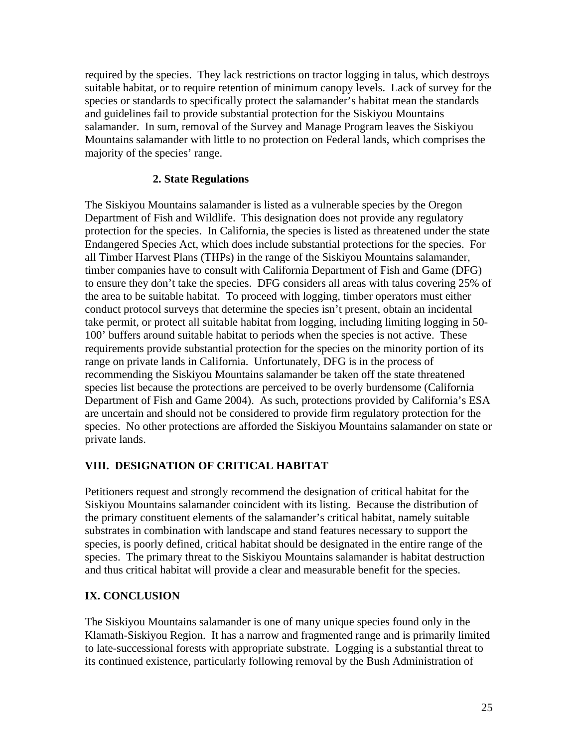required by the species. They lack restrictions on tractor logging in talus, which destroys suitable habitat, or to require retention of minimum canopy levels. Lack of survey for the species or standards to specifically protect the salamander's habitat mean the standards and guidelines fail to provide substantial protection for the Siskiyou Mountains salamander. In sum, removal of the Survey and Manage Program leaves the Siskiyou Mountains salamander with little to no protection on Federal lands, which comprises the majority of the species' range.

### 2. State Regulations

The Siskiyou Mountains salamander is listed as a vulnerable species by the Oregon Department of Fish and Wildlife. This designation does not provide any regulatory protection for the species. In California, the species is listed as threatened under the state Endangered Species Act, which does include substantial protections for the species. For all Timber Harvest Plans (THPs) in the range of the Siskiyou Mountains salamander, timber companies have to consult with California Department of Fish and Game (DFG) to ensure they don't take the species. DFG considers all areas with talus covering 25% of the area to be suitable habitat. To proceed with logging, timber operators must either conduct protocol surveys that determine the species isn't present, obtain an incidental take permit, or protect all suitable habitat from logging, including limiting logging in 50-100' buffers around suitable habitat to periods when the species is not active. These requirements provide substantial protection for the species on the minority portion of its range on private lands in California. Unfortunately, DFG is in the process of recommending the Siskiyou Mountains salamander be taken off the state threatened species list because the protections are perceived to be overly burdensome (California Department of Fish and Game 2004). As such, protections provided by California's ESA are uncertain and should not be considered to provide firm regulatory protection for the species. No other protections are afforded the Siskiyou Mountains salamander on state or private lands.

## VIII. DESIGNATION OF CRITICAL HABITAT

Petitioners request and strongly recommend the designation of critical habitat for the Siskiyou Mountains salamander coincident with its listing. Because the distribution of the primary constituent elements of the salamander's critical habitat, namely suitable substrates in combination with landscape and stand features necessary to support the species, is poorly defined, critical habitat should be designated in the entire range of the species. The primary threat to the Siskiyou Mountains salamander is habitat destruction and thus critical habitat will provide a clear and measurable benefit for the species.

## IX. CONCLUSION

The Siskiyou Mountains salamander is one of many unique species found only in the Klamath-Siskiyou Region. It has a narrow and fragmented range and is primarily limited to late-successional forests with appropriate substrate. Logging is a substantial threat to its continued existence, particularly following removal by the Bush Administration of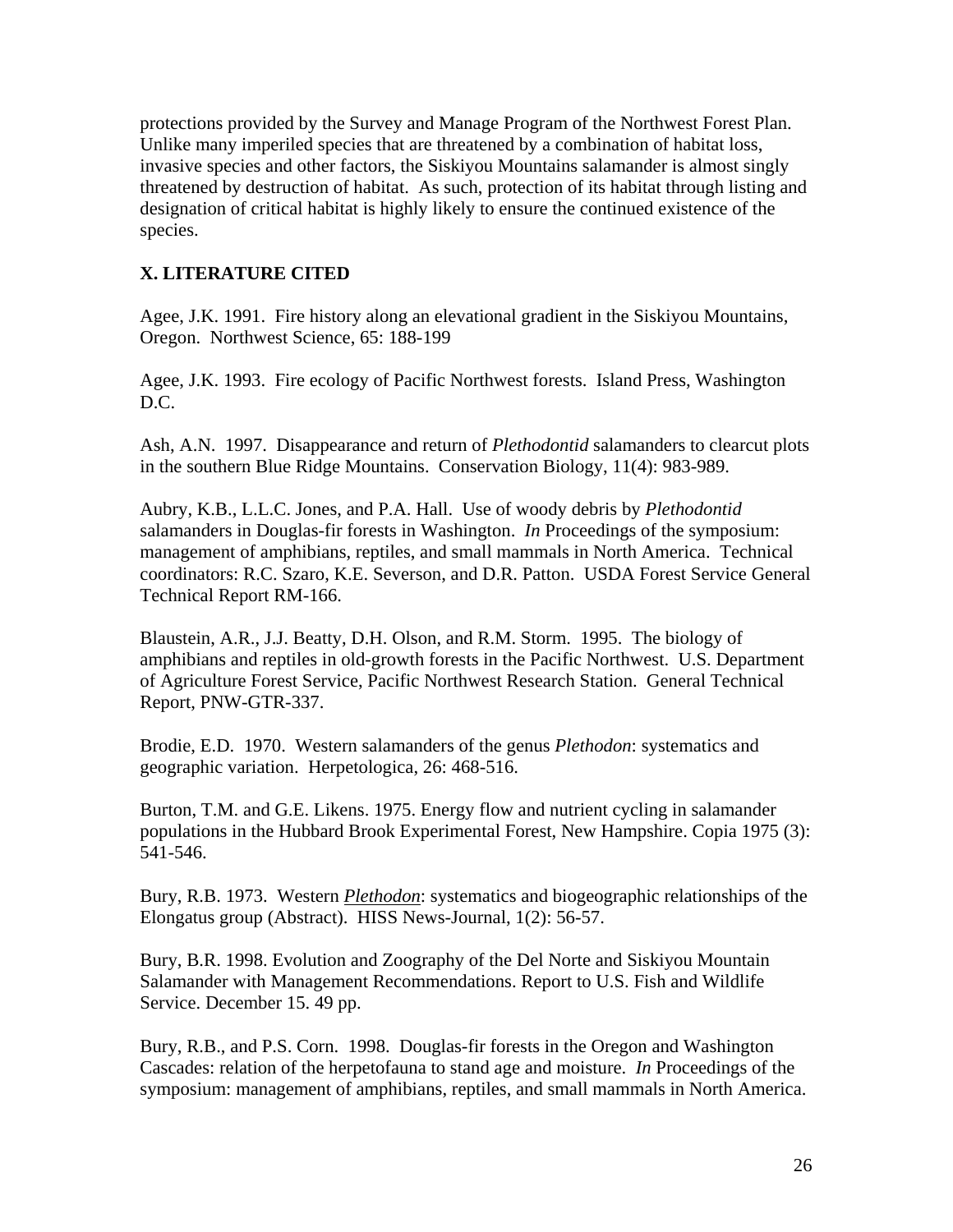protections provided by the Survey and Manage Program of the Northwest Forest Plan. Unlike many imperiled species that are threatened by a combination of habitat loss, invasive species and other factors, the Siskiyou Mountains salamander is almost singly threatened by destruction of habitat. As such, protection of its habitat through listing and designation of critical habitat is highly likely to ensure the continued existence of the species.

## X. LITERATURE CITED

Agee, J.K. 1991. Fire history along an elevational gradient in the Siskiyou Mountains, Oregon. Northwest Science, 65: 188-199

Agee, J.K. 1993. Fire ecology of Pacific Northwest forests. Island Press, Washington D.C.

Ash, A.N. 1997. Disappearance and return of *Plethodontid* salamanders to clearcut plots in the southern Blue Ridge Mountains. Conservation Biology, 11(4): 983-989.

Aubry, K.B., L.L.C. Jones, and P.A. Hall. Use of woody debris by *Plethodontid* salamanders in Douglas-fir forests in Washington. *In* Proceedings of the symposium: management of amphibians, reptiles, and small mammals in North America. Technical coordinators: R.C. Szaro, K.E. Severson, and D.R. Patton. USDA Forest Service General Technical Report RM-166.

Blaustein, A.R., J.J. Beatty, D.H. Olson, and R.M. Storm. 1995. The biology of amphibians and reptiles in old-growth forests in the Pacific Northwest. U.S. Department of Agriculture Forest Service, Pacific Northwest Research Station. General Technical Report, PNW-GTR-337.

Brodie, E.D. 1970. Western salamanders of the genus *Plethodon*: systematics and geographic variation. Herpetologica, 26: 468-516.

Burton, T.M. and G.E. Likens. 1975. Energy flow and nutrient cycling in salamander populations in the Hubbard Brook Experimental Forest, New Hampshire. Copia 1975 (3): 541-546.

Bury, R.B. 1973. Western *Plethodon*: systematics and biogeographic relationships of the Elongatus group (Abstract). HISS News-Journal, 1(2): 56-57.

Bury, B.R. 1998. Evolution and Zoography of the Del Norte and Siskiyou Mountain Salamander with Management Recommendations. Report to U.S. Fish and Wildlife Service. December 15. 49 pp.

Bury, R.B., and P.S. Corn. 1998. Douglas-fir forests in the Oregon and Washington Cascades: relation of the herpetofauna to stand age and moisture. *In* Proceedings of the symposium: management of amphibians, reptiles, and small mammals in North America.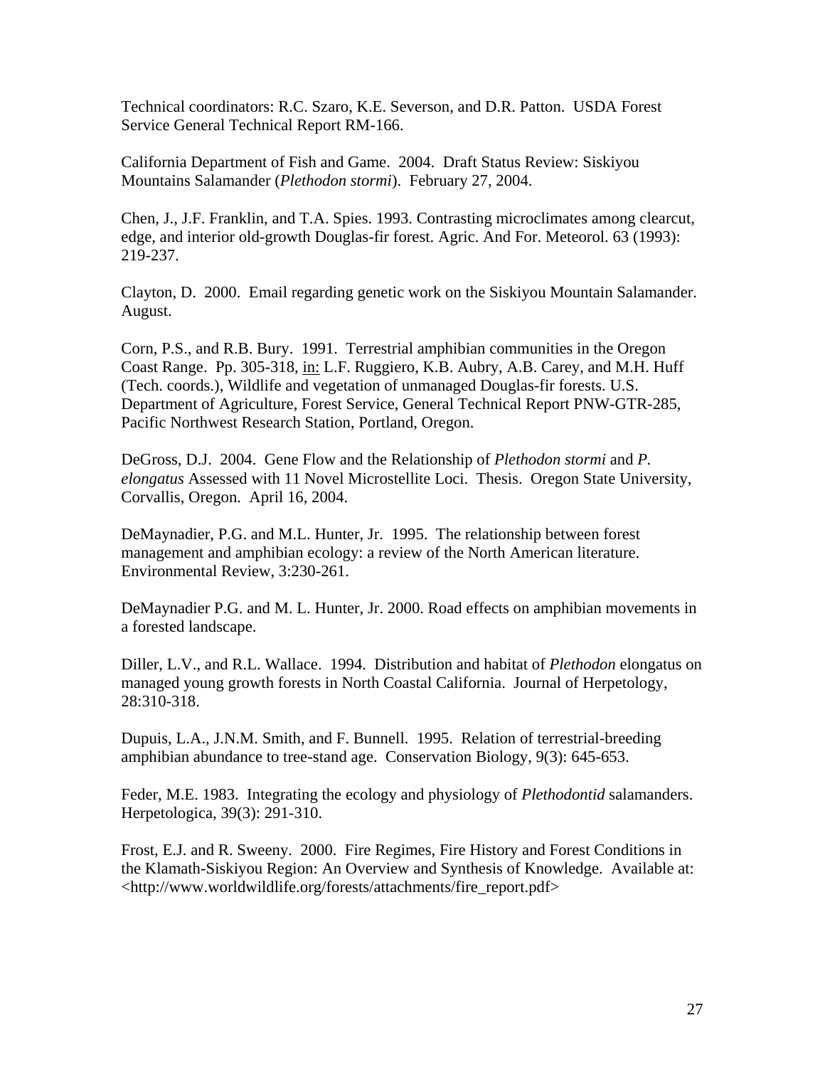Technical coordinators: R.C. Szaro, K.E. Severson, and D.R. Patton. USDA Forest Service General Technical Report RM-166.

California Department of Fish and Game. 2004. Draft Status Review: Siskiyou Mountains Salamander (*Plethodon stormi*). February 27, 2004.

Chen, J., J.F. Franklin, and T.A. Spies. 1993. Contrasting microclimates among clearcut, edge, and interior old-growth Douglas-fir forest. Agric. And For. Meteorol. 63 (1993): 219-237.

Clayton, D. 2000. Email regarding genetic work on the Siskiyou Mountain Salamander. August.

Corn, P.S., and R.B. Bury. 1991. Terrestrial amphibian communities in the Oregon Coast Range. Pp. 305-318, <u>in:</u> L.F. Ruggiero, K.B. Aubry, A.B. Carey, and M.H. Huff (Tech. coords.), Wildlife and vegetation of unmanaged Douglas-fir forests. U.S. Department of Agriculture, Forest Service, General Technical Report PNW-GTR-285, Pacific Northwest Research Station, Portland, Oregon.

DeGross, D.J. 2004. Gene Flow and the Relationship of *Plethodon stormi* and *P. elongatus* Assessed with 11 Novel Microstellite Loci. Thesis. Oregon State University, Corvallis, Oregon. April 16, 2004.

DeMaynadier, P.G. and M.L. Hunter, Jr. 1995. The relationship between forest management and amphibian ecology: a review of the North American literature. Environmental Review, 3:230-261.

DeMaynadier P.G. and M. L. Hunter, Jr. 2000. Road effects on amphibian movements in a forested landscape.

Diller, L.V., and R.L. Wallace. 1994. Distribution and habitat of *Plethodon* elongatus on managed young growth forests in North Coastal California. Journal of Herpetology, 28:310-318.

Dupuis, L.A., J.N.M. Smith, and F. Bunnell. 1995. Relation of terrestrial-breeding amphibian abundance to tree-stand age. Conservation Biology, 9(3): 645-653.

Feder, M.E. 1983. Integrating the ecology and physiology of *Plethodontid* salamanders. Herpetologica, 39(3): 291-310.

Frost, E.J. and R. Sweeny. 2000. Fire Regimes, Fire History and Forest Conditions in the Klamath-Siskiyou Region: An Overview and Synthesis of Knowledge. Available at: <http://www.worldwildlife.org/forests/attachments/fire_report.pdf>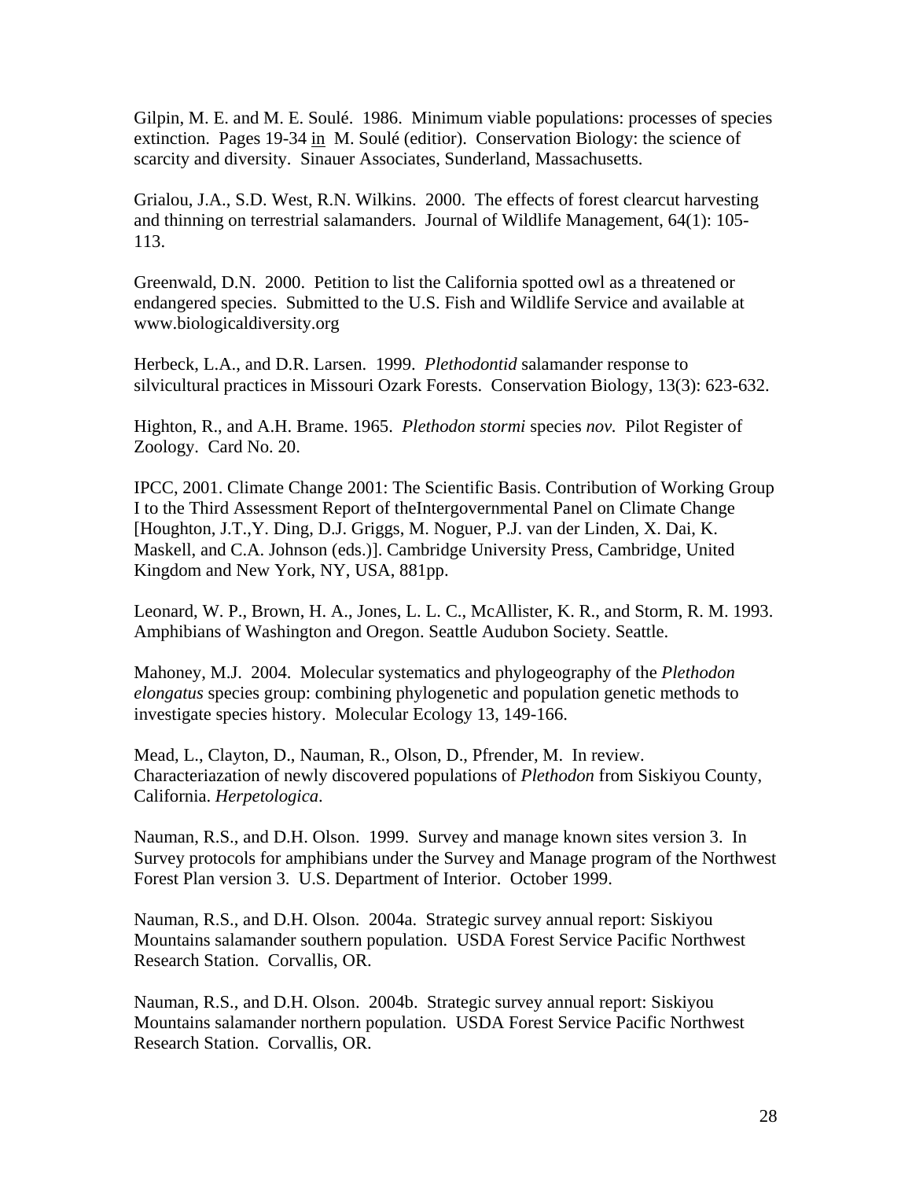Gilpin, M. E. and M. E. Soulé. 1986. Minimum viable populations: processes of species extinction. Pages 19-34 in M. Soulé (editior). Conservation Biology: the science of scarcity and diversity. Sinauer Associates, Sunderland, Massachusetts.

Grialou, J.A., S.D. West, R.N. Wilkins. 2000. The effects of forest clearcut harvesting and thinning on terrestrial salamanders. Journal of Wildlife Management, 64(1): 105-113.

Greenwald, D.N. 2000. Petition to list the California spotted owl as a threatened or endangered species. Submitted to the U.S. Fish and Wildlife Service and available at www.biologicaldiversity.org

Herbeck, L.A., and D.R. Larsen. 1999. *Plethodontid* salamander response to silvicultural practices in Missouri Ozark Forests. Conservation Biology, 13(3): 623-632.

Highton, R., and A.H. Brame. 1965. *Plethodon stormi* species *nov*. Pilot Register of Zoology. Card No. 20.

IPCC, 2001. Climate Change 2001: The Scientific Basis. Contribution of Working Group I to the Third Assessment Report of theIntergovernmental Panel on Climate Change [Houghton, J.T.,Y. Ding, D.J. Griggs, M. Noguer, P.J. van der Linden, X. Dai, K. Maskell, and C.A. Johnson (eds.)]. Cambridge University Press, Cambridge, United Kingdom and New York, NY, USA, 881pp.

Leonard, W. P., Brown, H. A., Jones, L. L. C., McAllister, K. R., and Storm, R. M. 1993. Amphibians of Washington and Oregon. Seattle Audubon Society. Seattle.

Mahoney, M.J. 2004. Molecular systematics and phylogeography of the *Plethodon elongatus* species group: combining phylogenetic and population genetic methods to investigate species history. Molecular Ecology 13, 149-166.

Mead, L., Clayton, D., Nauman, R., Olson, D., Pfrender, M. In review. Characteriazation of newly discovered populations of *Plethodon* from Siskiyou County, California. *Herpetologica*.

Nauman, R.S., and D.H. Olson. 1999. Survey and manage known sites version 3. In Survey protocols for amphibians under the Survey and Manage program of the Northwest Forest Plan version 3. U.S. Department of Interior. October 1999.

Nauman, R.S., and D.H. Olson. 2004a. Strategic survey annual report: Siskiyou Mountains salamander southern population. USDA Forest Service Pacific Northwest Research Station. Corvallis, OR.

Nauman, R.S., and D.H. Olson. 2004b. Strategic survey annual report: Siskiyou Mountains salamander northern population. USDA Forest Service Pacific Northwest Research Station. Corvallis, OR.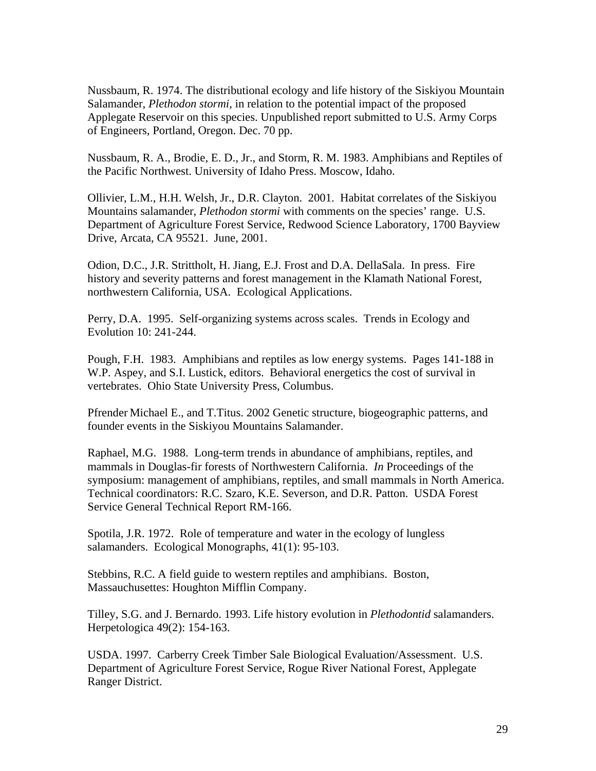Nussbaum, R. 1974. The distributional ecology and life history of the Siskiyou Mountain Salamander, *Plethodon stormi*, in relation to the potential impact of the proposed Applegate Reservoir on this species. Unpublished report submitted to U.S. Army Corps of Engineers, Portland, Oregon. Dec. 70 pp.

Nussbaum, R. A., Brodie, E. D., Jr., and Storm, R. M. 1983. Amphibians and Reptiles of the Pacific Northwest. University of Idaho Press. Moscow, Idaho.

Ollivier, L.M., H.H. Welsh, Jr., D.R. Clayton. 2001. Habitat correlates of the Siskiyou Mountains salamander, *Plethodon stormi* with comments on the species' range. U.S. Department of Agriculture Forest Service, Redwood Science Laboratory, 1700 Bayview Drive, Arcata, CA 95521. June, 2001.

Odion, D.C., J.R. Strittholt, H. Jiang, E.J. Frost and D.A. DellaSala. In press. Fire history and severity patterns and forest management in the Klamath National Forest, northwestern California, USA. Ecological Applications.

Perry, D.A. 1995. Self-organizing systems across scales. Trends in Ecology and Evolution 10: 241-244.

Pough, F.H. 1983. Amphibians and reptiles as low energy systems. Pages 141-188 in W.P. Aspey, and S.I. Lustick, editors. Behavioral energetics the cost of survival in vertebrates. Ohio State University Press, Columbus.

Pfrender Michael E., and T.Titus. 2002 Genetic structure, biogeographic patterns, and founder events in the Siskiyou Mountains Salamander.

Raphael, M.G. 1988. Long-term trends in abundance of amphibians, reptiles, and mammals in Douglas-fir forests of Northwestern California. *In* Proceedings of the symposium: management of amphibians, reptiles, and small mammals in North America. Technical coordinators: R.C. Szaro, K.E. Severson, and D.R. Patton. USDA Forest Service General Technical Report RM-166.

Spotila, J.R. 1972. Role of temperature and water in the ecology of lungless salamanders. Ecological Monographs, 41(1): 95-103.

Stebbins, R.C. A field guide to western reptiles and amphibians. Boston, Massauchusettes: Houghton Mifflin Company.

Tilley, S.G. and J. Bernardo. 1993. Life history evolution in *Plethodontid* salamanders. Herpetologica 49(2): 154-163.

USDA. 1997. Carberry Creek Timber Sale Biological Evaluation/Assessment. U.S. Department of Agriculture Forest Service, Rogue River National Forest, Applegate Ranger District.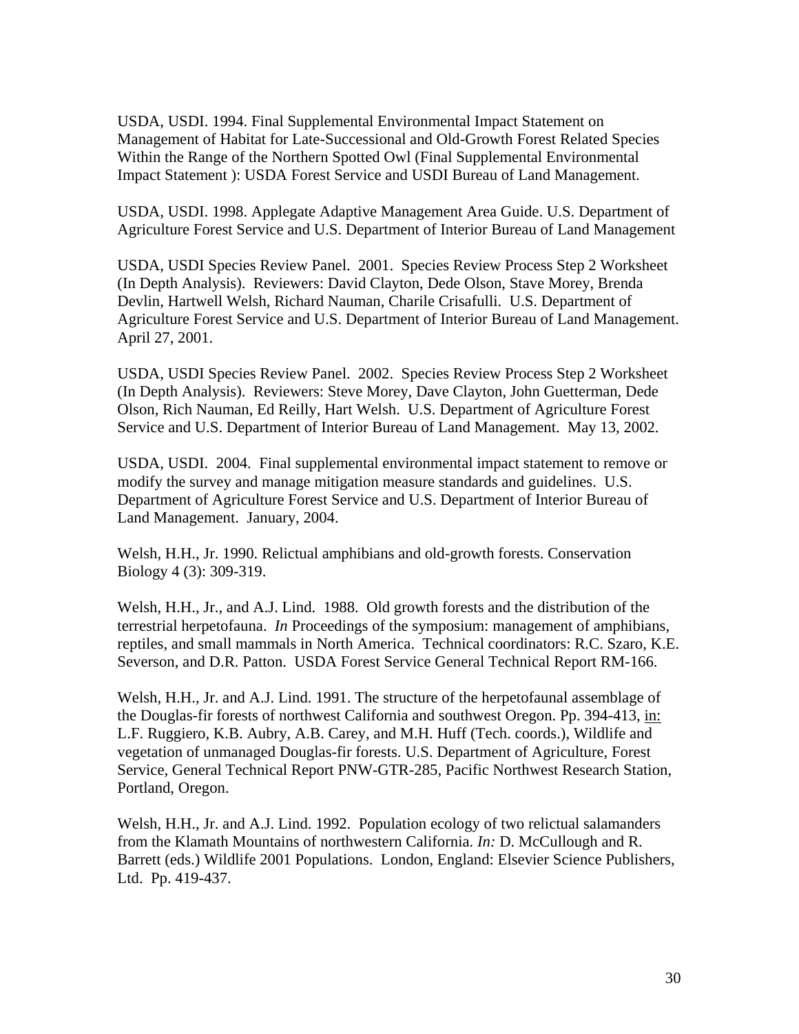USDA, USDI. 1994. Final Supplemental Environmental Impact Statement on Management of Habitat for Late-Successional and Old-Growth Forest Related Species Within the Range of the Northern Spotted Owl (Final Supplemental Environmental Impact Statement ): USDA Forest Service and USDI Bureau of Land Management.

USDA, USDI. 1998. Applegate Adaptive Management Area Guide. U.S. Department of Agriculture Forest Service and U.S. Department of Interior Bureau of Land Management

USDA, USDI Species Review Panel. 2001. Species Review Process Step 2 Worksheet (In Depth Analysis). Reviewers: David Clayton, Dede Olson, Stave Morey, Brenda Devlin, Hartwell Welsh, Richard Nauman, Charile Crisafulli. U.S. Department of Agriculture Forest Service and U.S. Department of Interior Bureau of Land Management. April 27, 2001.

USDA, USDI Species Review Panel. 2002. Species Review Process Step 2 Worksheet (In Depth Analysis). Reviewers: Steve Morey, Dave Clayton, John Guetterman, Dede Olson, Rich Nauman, Ed Reilly, Hart Welsh. U.S. Department of Agriculture Forest Service and U.S. Department of Interior Bureau of Land Management. May 13, 2002.

USDA, USDI. 2004. Final supplemental environmental impact statement to remove or modify the survey and manage mitigation measure standards and guidelines. U.S. Department of Agriculture Forest Service and U.S. Department of Interior Bureau of Land Management. January, 2004.

Welsh, H.H., Jr. 1990. Relictual amphibians and old-growth forests. Conservation Biology 4 (3): 309-319.

Welsh, H.H., Jr., and A.J. Lind. 1988. Old growth forests and the distribution of the terrestrial herpetofauna. *In* Proceedings of the symposium: management of amphibians, reptiles, and small mammals in North America. Technical coordinators: R.C. Szaro, K.E. Severson, and D.R. Patton. USDA Forest Service General Technical Report RM-166.

Welsh, H.H., Jr. and A.J. Lind. 1991. The structure of the herpetofaunal assemblage of the Douglas-fir forests of northwest California and southwest Oregon. Pp. 394-413, in: L.F. Ruggiero, K.B. Aubry, A.B. Carey, and M.H. Huff (Tech. coords.), Wildlife and vegetation of unmanaged Douglas-fir forests. U.S. Department of Agriculture, Forest Service, General Technical Report PNW-GTR-285, Pacific Northwest Research Station, Portland, Oregon.

Welsh, H.H., Jr. and A.J. Lind. 1992. Population ecology of two relictual salamanders from the Klamath Mountains of northwestern California. *In:* D. McCullough and R. Barrett (eds.) Wildlife 2001 Populations. London, England: Elsevier Science Publishers, Ltd. Pp. 419-437.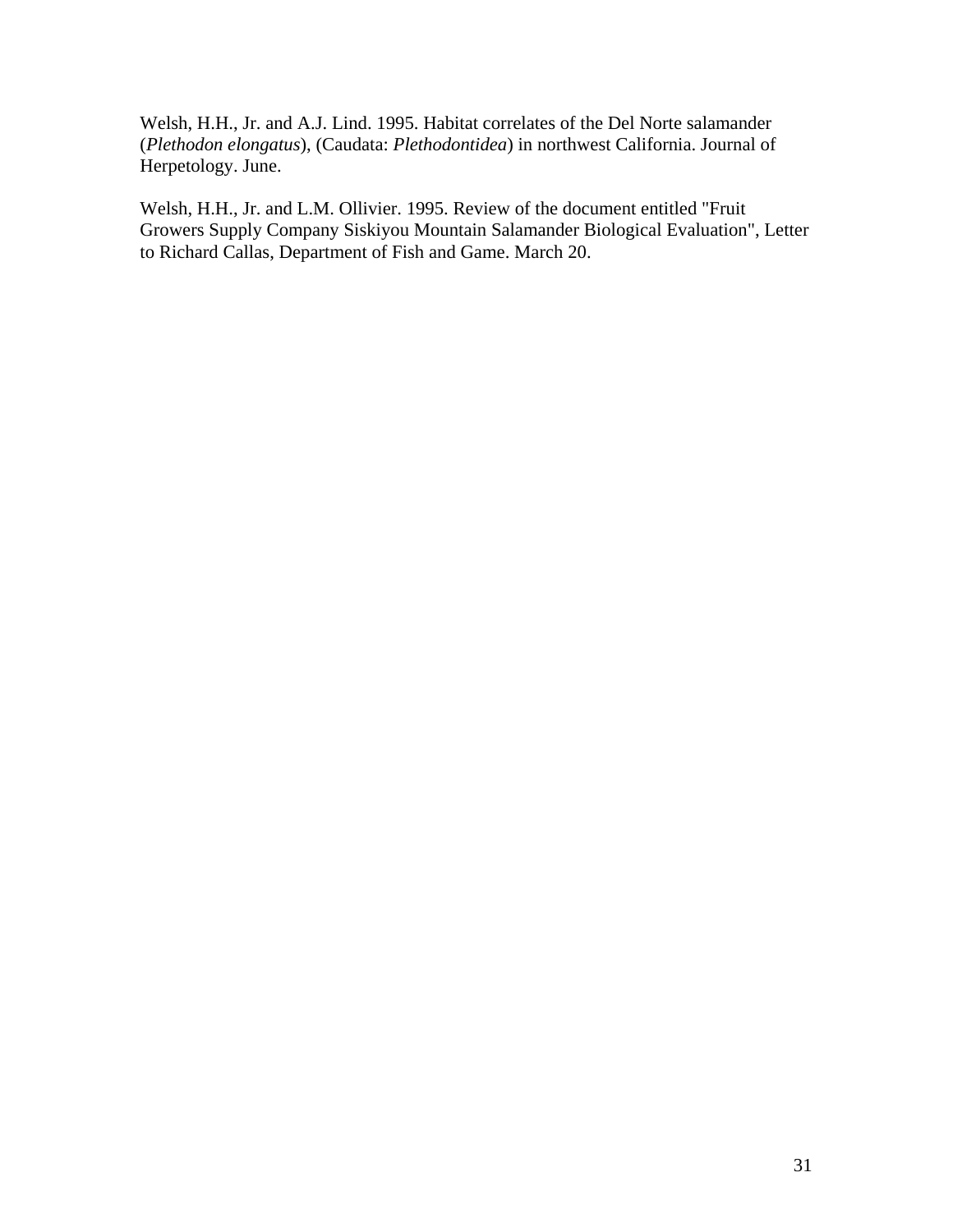Welsh, H.H., Jr. and A.J. Lind. 1995. Habitat correlates of the Del Norte salamander (*Plethodon elongatus*), (Caudata: *Plethodontidea*) in northwest California. Journal of Herpetology. June.

Welsh, H.H., Jr. and L.M. Ollivier. 1995. Review of the document entitled "Fruit Growers Supply Company Siskiyou Mountain Salamander Biological Evaluation", Letter to Richard Callas, Department of Fish and Game. March 20.